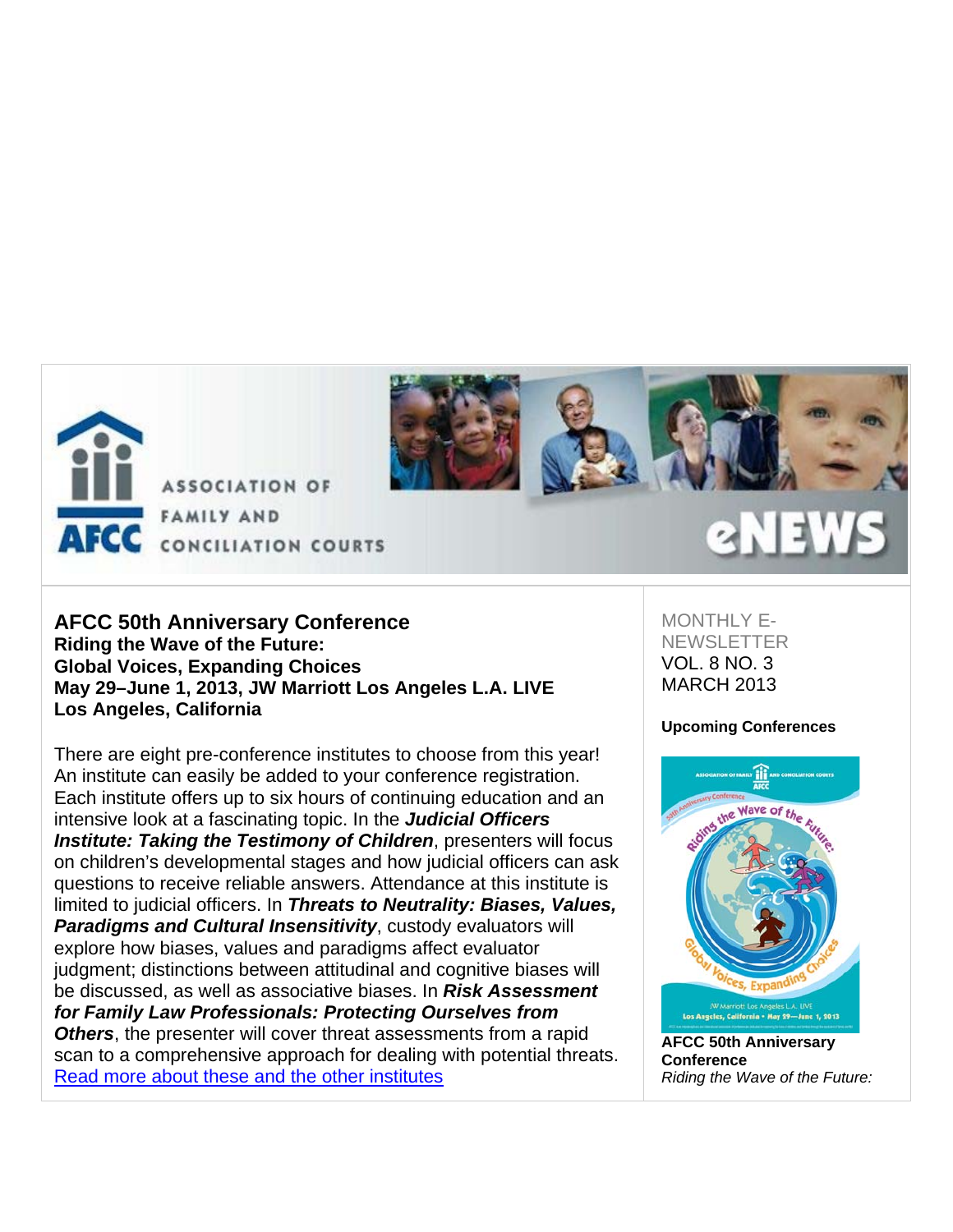ASSOCIATION OF FAMILY AND CONCILIATION COURTS

AFCC

eNEWS

MONTHLY E-NEWSLETTER
VOL. 8 NO. 3
MARCH 2013

## AFCC 50th Anniversary Conference

**Riding the Wave of the Future:**
**Global Voices, Expanding Choices**
**May 29–June 1, 2013, JW Marriott Los Angeles L.A. LIVE**
**Los Angeles, California**

There are eight pre-conference institutes to choose from this year! An institute can easily be added to your conference registration. Each institute offers up to six hours of continuing education and an intensive look at a fascinating topic. In the ***Judicial Officers Institute: Taking the Testimony of Children***, presenters will focus on children's developmental stages and how judicial officers can ask questions to receive reliable answers. Attendance at this institute is limited to judicial officers. In ***Threats to Neutrality: Biases, Values, Paradigms and Cultural Insensitivity***, custody evaluators will explore how biases, values and paradigms affect evaluator judgment; distinctions between attitudinal and cognitive biases will be discussed, as well as associative biases. In ***Risk Assessment for Family Law Professionals: Protecting Ourselves from Others***, the presenter will cover threat assessments from a rapid scan to a comprehensive approach for dealing with potential threats.
[Read more about these and the other institutes]

### Upcoming Conferences

**AFCC 50th Anniversary Conference**
*Riding the Wave of the Future:*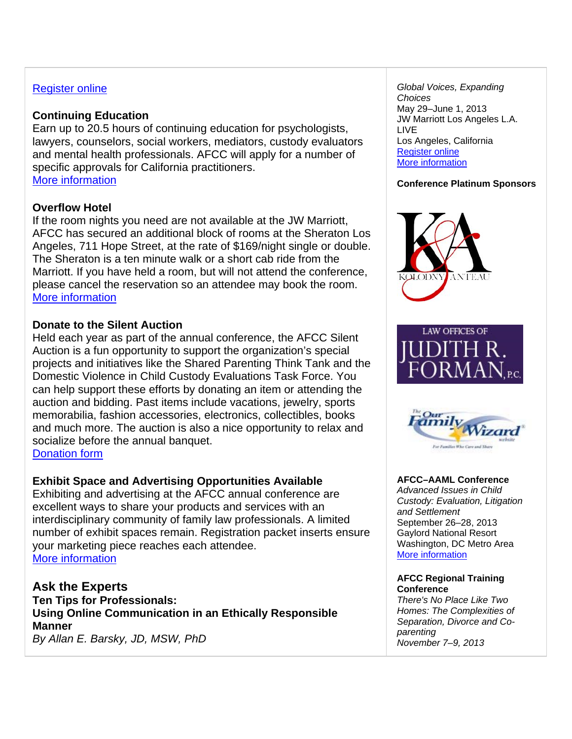Register online

**Continuing Education**
Earn up to 20.5 hours of continuing education for psychologists, lawyers, counselors, social workers, mediators, custody evaluators and mental health professionals. AFCC will apply for a number of specific approvals for California practitioners.
More information

**Overflow Hotel**
If the room nights you need are not available at the JW Marriott, AFCC has secured an additional block of rooms at the Sheraton Los Angeles, 711 Hope Street, at the rate of $169/night single or double. The Sheraton is a ten minute walk or a short cab ride from the Marriott. If you have held a room, but will not attend the conference, please cancel the reservation so an attendee may book the room.
More information

**Donate to the Silent Auction**
Held each year as part of the annual conference, the AFCC Silent Auction is a fun opportunity to support the organization's special projects and initiatives like the Shared Parenting Think Tank and the Domestic Violence in Child Custody Evaluations Task Force. You can help support these efforts by donating an item or attending the auction and bidding. Past items include vacations, jewelry, sports memorabilia, fashion accessories, electronics, collectibles, books and much more. The auction is also a nice opportunity to relax and socialize before the annual banquet.
Donation form

**Exhibit Space and Advertising Opportunities Available**
Exhibiting and advertising at the AFCC annual conference are excellent ways to share your products and services with an interdisciplinary community of family law professionals. A limited number of exhibit spaces remain. Registration packet inserts ensure your marketing piece reaches each attendee.
More information

## Ask the Experts

### Ten Tips for Professionals: Using Online Communication in an Ethically Responsible Manner

*By Allan E. Barsky, JD, MSW, PhD*

*Global Voices, Expanding Choices*
May 29–June 1, 2013
JW Marriott Los Angeles L.A. LIVE
Los Angeles, California
Register online
More information

**Conference Platinum Sponsors**

Kolodny Anteau

Law Offices of Judith R. Forman, P.C.

The Our Family Wizard website — For Families Who Care and Share

**AFCC–AAML Conference**
*Advanced Issues in Child Custody: Evaluation, Litigation and Settlement*
September 26–28, 2013
Gaylord National Resort
Washington, DC Metro Area
More information

**AFCC Regional Training Conference**
*There's No Place Like Two Homes: The Complexities of Separation, Divorce and Co-parenting*
*November 7–9, 2013*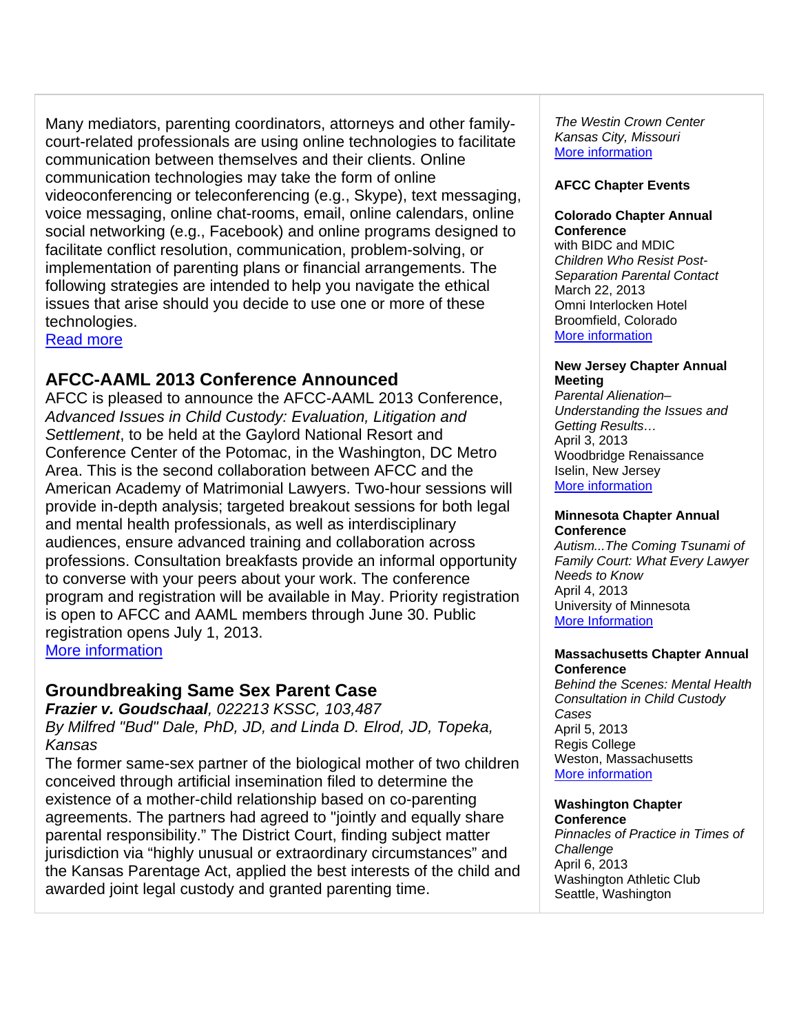Many mediators, parenting coordinators, attorneys and other family-court-related professionals are using online technologies to facilitate communication between themselves and their clients. Online communication technologies may take the form of online videoconferencing or teleconferencing (e.g., Skype), text messaging, voice messaging, online chat-rooms, email, online calendars, online social networking (e.g., Facebook) and online programs designed to facilitate conflict resolution, communication, problem-solving, or implementation of parenting plans or financial arrangements. The following strategies are intended to help you navigate the ethical issues that arise should you decide to use one or more of these technologies.
Read more

## AFCC-AAML 2013 Conference Announced

AFCC is pleased to announce the AFCC-AAML 2013 Conference, *Advanced Issues in Child Custody: Evaluation, Litigation and Settlement*, to be held at the Gaylord National Resort and Conference Center of the Potomac, in the Washington, DC Metro Area. This is the second collaboration between AFCC and the American Academy of Matrimonial Lawyers. Two-hour sessions will provide in-depth analysis; targeted breakout sessions for both legal and mental health professionals, as well as interdisciplinary audiences, ensure advanced training and collaboration across professions. Consultation breakfasts provide an informal opportunity to converse with your peers about your work. The conference program and registration will be available in May. Priority registration is open to AFCC and AAML members through June 30. Public registration opens July 1, 2013.
More information

## Groundbreaking Same Sex Parent Case

***Frazier v. Goudschaal****, 022213 KSSC, 103,487*
*By Milfred "Bud" Dale, PhD, JD, and Linda D. Elrod, JD, Topeka, Kansas*

The former same-sex partner of the biological mother of two children conceived through artificial insemination filed to determine the existence of a mother-child relationship based on co-parenting agreements. The partners had agreed to "jointly and equally share parental responsibility." The District Court, finding subject matter jurisdiction via "highly unusual or extraordinary circumstances" and the Kansas Parentage Act, applied the best interests of the child and awarded joint legal custody and granted parenting time.

*The Westin Crown Center*
*Kansas City, Missouri*
More information

**AFCC Chapter Events**

**Colorado Chapter Annual Conference**
with BIDC and MDIC
*Children Who Resist Post-Separation Parental Contact*
March 22, 2013
Omni Interlocken Hotel
Broomfield, Colorado
More information

**New Jersey Chapter Annual Meeting**
*Parental Alienation–Understanding the Issues and Getting Results…*
April 3, 2013
Woodbridge Renaissance
Iselin, New Jersey
More information

**Minnesota Chapter Annual Conference**
*Autism...The Coming Tsunami of Family Court: What Every Lawyer Needs to Know*
April 4, 2013
University of Minnesota
More Information

**Massachusetts Chapter Annual Conference**
*Behind the Scenes: Mental Health Consultation in Child Custody Cases*
April 5, 2013
Regis College
Weston, Massachusetts
More information

**Washington Chapter Conference**
*Pinnacles of Practice in Times of Challenge*
April 6, 2013
Washington Athletic Club
Seattle, Washington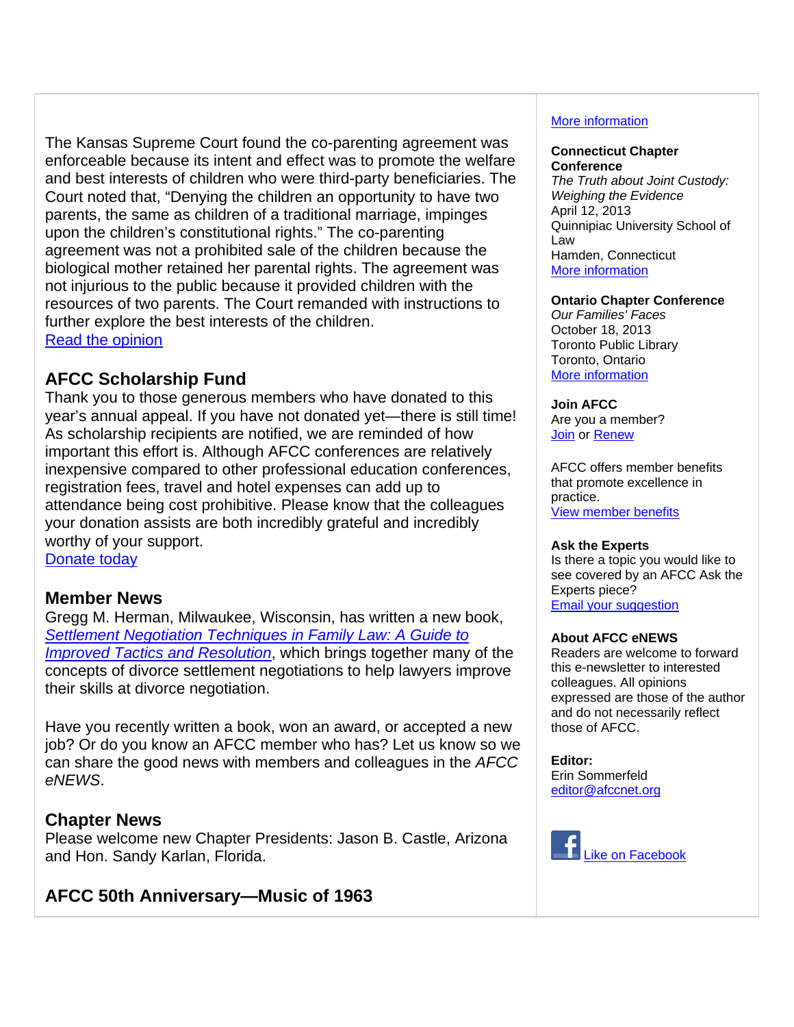The Kansas Supreme Court found the co-parenting agreement was enforceable because its intent and effect was to promote the welfare and best interests of children who were third-party beneficiaries. The Court noted that, "Denying the children an opportunity to have two parents, the same as children of a traditional marriage, impinges upon the children's constitutional rights." The co-parenting agreement was not a prohibited sale of the children because the biological mother retained her parental rights. The agreement was not injurious to the public because it provided children with the resources of two parents. The Court remanded with instructions to further explore the best interests of the children.
Read the opinion

## AFCC Scholarship Fund

Thank you to those generous members who have donated to this year's annual appeal. If you have not donated yet—there is still time! As scholarship recipients are notified, we are reminded of how important this effort is. Although AFCC conferences are relatively inexpensive compared to other professional education conferences, registration fees, travel and hotel expenses can add up to attendance being cost prohibitive. Please know that the colleagues your donation assists are both incredibly grateful and incredibly worthy of your support.
Donate today

## Member News

Gregg M. Herman, Milwaukee, Wisconsin, has written a new book, *Settlement Negotiation Techniques in Family Law: A Guide to Improved Tactics and Resolution*, which brings together many of the concepts of divorce settlement negotiations to help lawyers improve their skills at divorce negotiation.

Have you recently written a book, won an award, or accepted a new job? Or do you know an AFCC member who has? Let us know so we can share the good news with members and colleagues in the *AFCC eNEWS*.

## Chapter News

Please welcome new Chapter Presidents: Jason B. Castle, Arizona and Hon. Sandy Karlan, Florida.

## AFCC 50th Anniversary—Music of 1963

More information

**Connecticut Chapter Conference**
*The Truth about Joint Custody: Weighing the Evidence*
April 12, 2013
Quinnipiac University School of Law
Hamden, Connecticut
More information

**Ontario Chapter Conference**
*Our Families' Faces*
October 18, 2013
Toronto Public Library
Toronto, Ontario
More information

**Join AFCC**
Are you a member?
Join or Renew

AFCC offers member benefits that promote excellence in practice.
View member benefits

**Ask the Experts**
Is there a topic you would like to see covered by an AFCC Ask the Experts piece?
Email your suggestion

**About AFCC eNEWS**
Readers are welcome to forward this e-newsletter to interested colleagues. All opinions expressed are those of the author and do not necessarily reflect those of AFCC.

**Editor:**
Erin Sommerfeld
editor@afccnet.org

Like on Facebook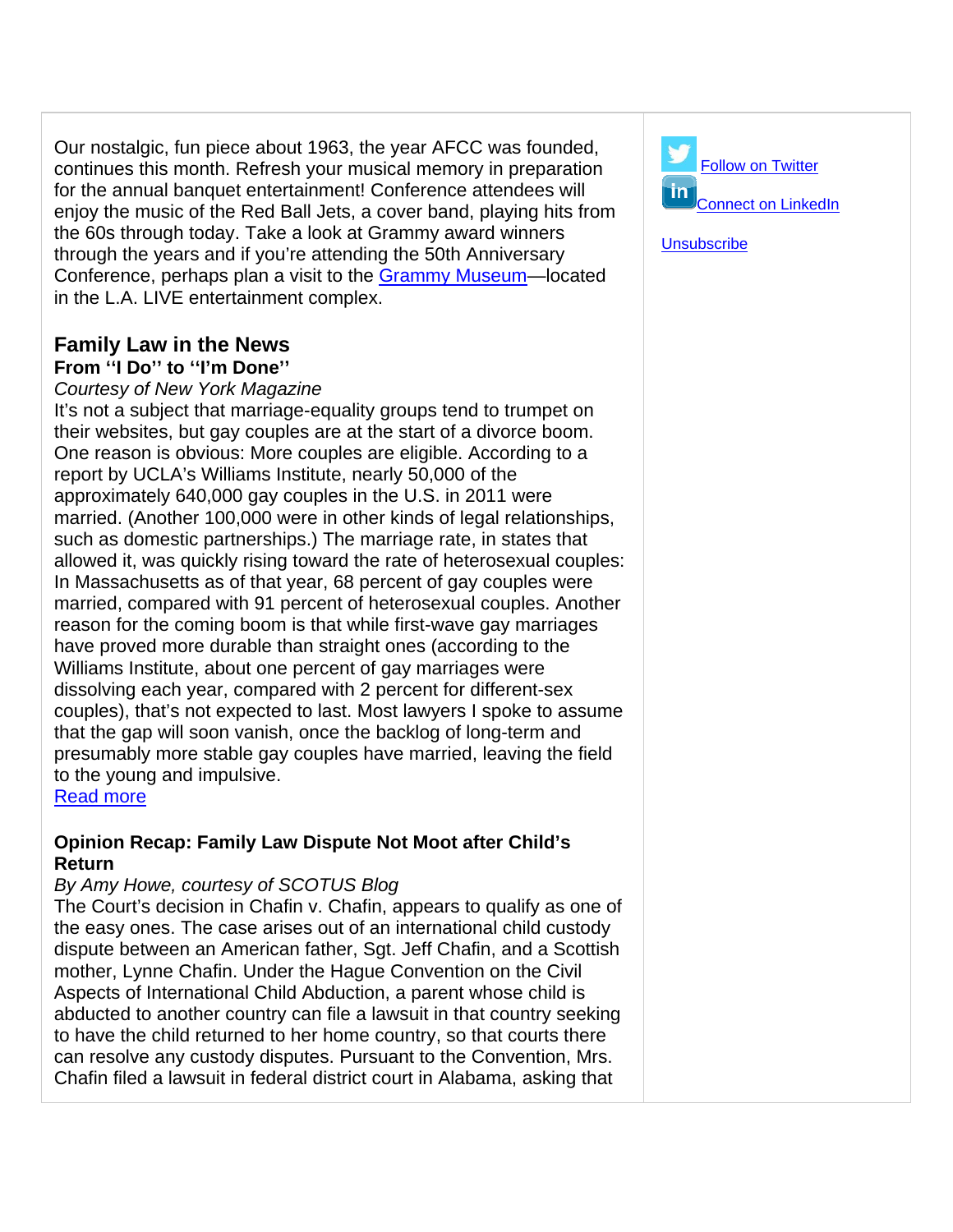Our nostalgic, fun piece about 1963, the year AFCC was founded, continues this month. Refresh your musical memory in preparation for the annual banquet entertainment! Conference attendees will enjoy the music of the Red Ball Jets, a cover band, playing hits from the 60s through today. Take a look at Grammy award winners through the years and if you're attending the 50th Anniversary Conference, perhaps plan a visit to the Grammy Museum—located in the L.A. LIVE entertainment complex.

## Family Law in the News

**From ''I Do'' to ''I'm Done''**

*Courtesy of New York Magazine*

It's not a subject that marriage-equality groups tend to trumpet on their websites, but gay couples are at the start of a divorce boom. One reason is obvious: More couples are eligible. According to a report by UCLA's Williams Institute, nearly 50,000 of the approximately 640,000 gay couples in the U.S. in 2011 were married. (Another 100,000 were in other kinds of legal relationships, such as domestic partnerships.) The marriage rate, in states that allowed it, was quickly rising toward the rate of heterosexual couples: In Massachusetts as of that year, 68 percent of gay couples were married, compared with 91 percent of heterosexual couples. Another reason for the coming boom is that while first-wave gay marriages have proved more durable than straight ones (according to the Williams Institute, about one percent of gay marriages were dissolving each year, compared with 2 percent for different-sex couples), that's not expected to last. Most lawyers I spoke to assume that the gap will soon vanish, once the backlog of long-term and presumably more stable gay couples have married, leaving the field to the young and impulsive.

Read more

**Opinion Recap: Family Law Dispute Not Moot after Child's Return**

*By Amy Howe, courtesy of SCOTUS Blog*

The Court's decision in Chafin v. Chafin, appears to qualify as one of the easy ones. The case arises out of an international child custody dispute between an American father, Sgt. Jeff Chafin, and a Scottish mother, Lynne Chafin. Under the Hague Convention on the Civil Aspects of International Child Abduction, a parent whose child is abducted to another country can file a lawsuit in that country seeking to have the child returned to her home country, so that courts there can resolve any custody disputes. Pursuant to the Convention, Mrs. Chafin filed a lawsuit in federal district court in Alabama, asking that

Follow on Twitter

Connect on LinkedIn

Unsubscribe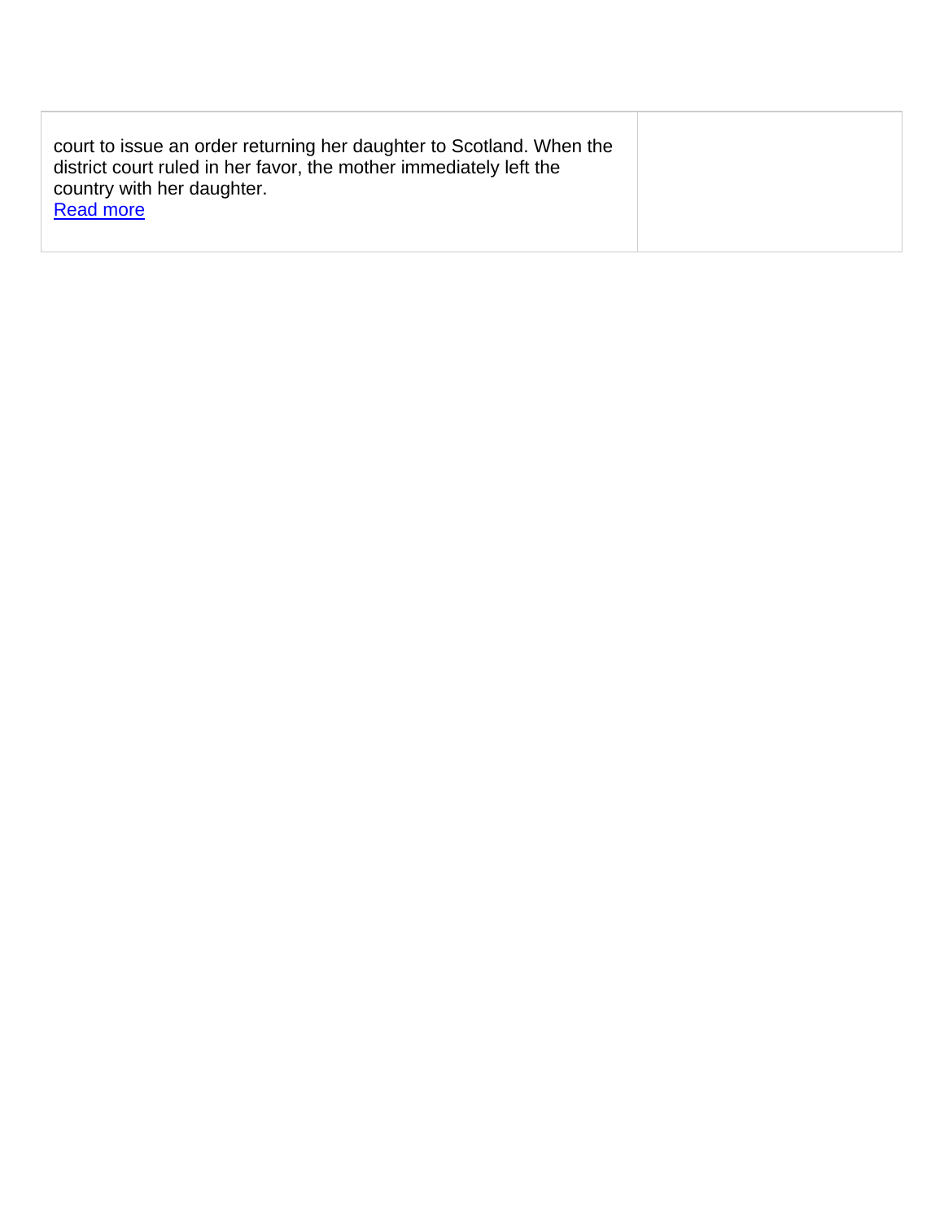| | |
|---|---|
| court to issue an order returning her daughter to Scotland. When the district court ruled in her favor, the mother immediately left the country with her daughter. Read more | |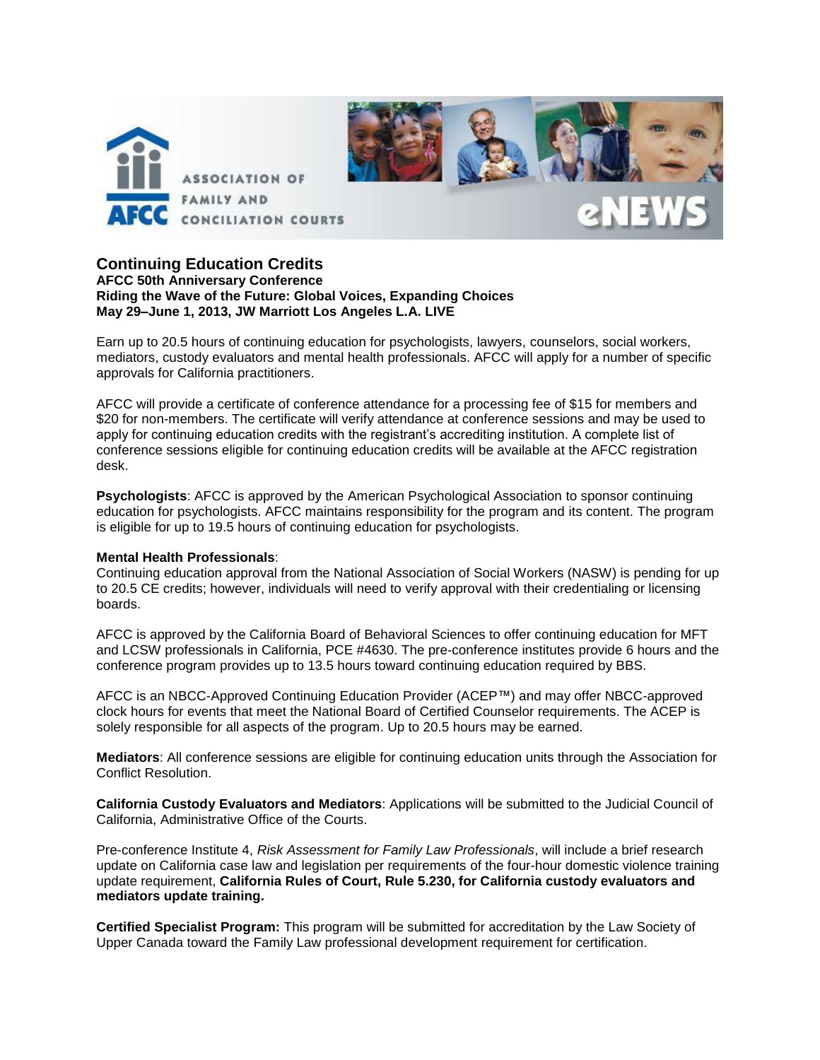# Continuing Education Credits

**AFCC 50th Anniversary Conference**
**Riding the Wave of the Future: Global Voices, Expanding Choices**
**May 29–June 1, 2013, JW Marriott Los Angeles L.A. LIVE**

Earn up to 20.5 hours of continuing education for psychologists, lawyers, counselors, social workers, mediators, custody evaluators and mental health professionals. AFCC will apply for a number of specific approvals for California practitioners.

AFCC will provide a certificate of conference attendance for a processing fee of $15 for members and $20 for non-members. The certificate will verify attendance at conference sessions and may be used to apply for continuing education credits with the registrant's accrediting institution. A complete list of conference sessions eligible for continuing education credits will be available at the AFCC registration desk.

**Psychologists**: AFCC is approved by the American Psychological Association to sponsor continuing education for psychologists. AFCC maintains responsibility for the program and its content. The program is eligible for up to 19.5 hours of continuing education for psychologists.

**Mental Health Professionals**:
Continuing education approval from the National Association of Social Workers (NASW) is pending for up to 20.5 CE credits; however, individuals will need to verify approval with their credentialing or licensing boards.

AFCC is approved by the California Board of Behavioral Sciences to offer continuing education for MFT and LCSW professionals in California, PCE #4630. The pre-conference institutes provide 6 hours and the conference program provides up to 13.5 hours toward continuing education required by BBS.

AFCC is an NBCC-Approved Continuing Education Provider (ACEP™) and may offer NBCC-approved clock hours for events that meet the National Board of Certified Counselor requirements. The ACEP is solely responsible for all aspects of the program. Up to 20.5 hours may be earned.

**Mediators**: All conference sessions are eligible for continuing education units through the Association for Conflict Resolution.

**California Custody Evaluators and Mediators**: Applications will be submitted to the Judicial Council of California, Administrative Office of the Courts.

Pre-conference Institute 4, *Risk Assessment for Family Law Professionals*, will include a brief research update on California case law and legislation per requirements of the four-hour domestic violence training update requirement, **California Rules of Court, Rule 5.230, for California custody evaluators and mediators update training.**

**Certified Specialist Program:** This program will be submitted for accreditation by the Law Society of Upper Canada toward the Family Law professional development requirement for certification.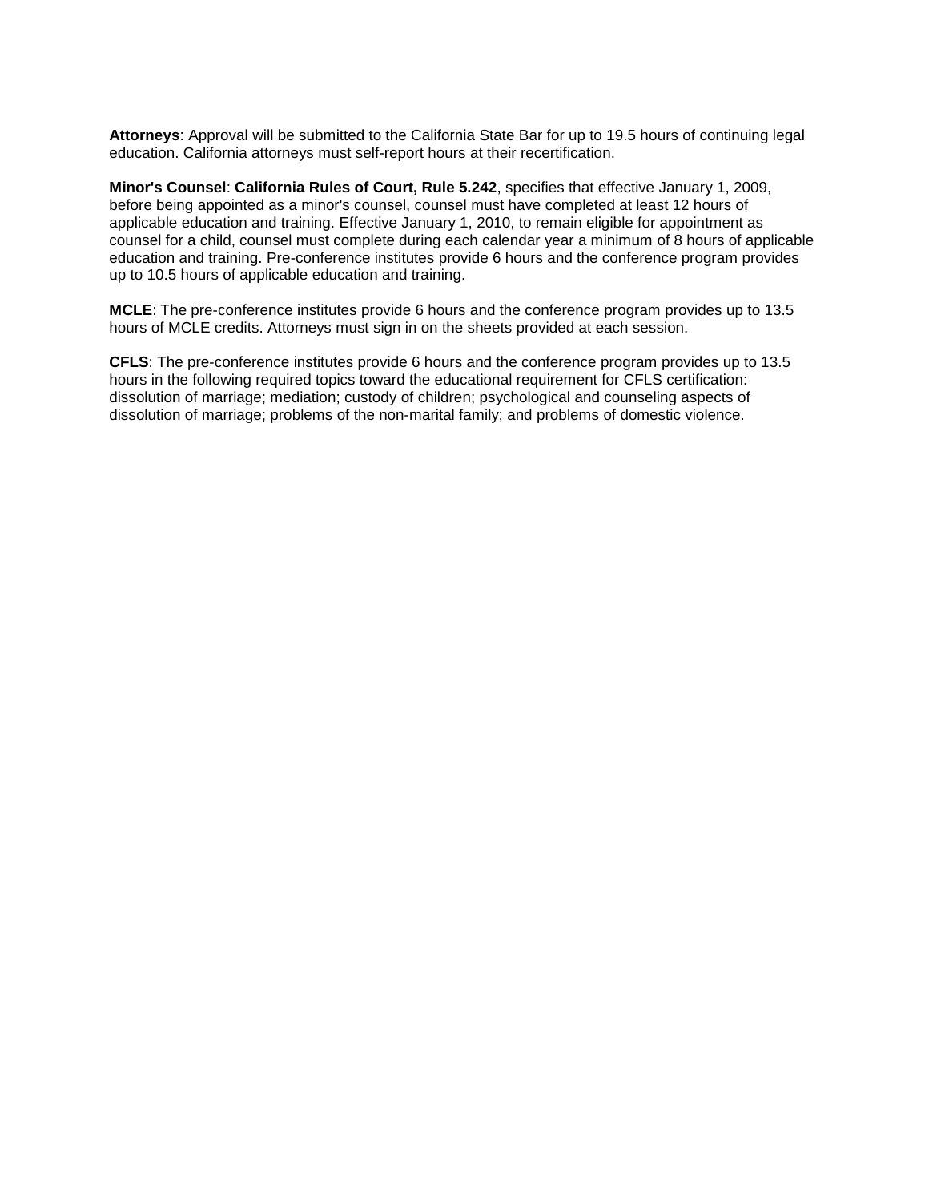**Attorneys**: Approval will be submitted to the California State Bar for up to 19.5 hours of continuing legal education. California attorneys must self-report hours at their recertification.

**Minor's Counsel**: **California Rules of Court, Rule 5.242**, specifies that effective January 1, 2009, before being appointed as a minor's counsel, counsel must have completed at least 12 hours of applicable education and training. Effective January 1, 2010, to remain eligible for appointment as counsel for a child, counsel must complete during each calendar year a minimum of 8 hours of applicable education and training. Pre-conference institutes provide 6 hours and the conference program provides up to 10.5 hours of applicable education and training.

**MCLE**: The pre-conference institutes provide 6 hours and the conference program provides up to 13.5 hours of MCLE credits. Attorneys must sign in on the sheets provided at each session.

**CFLS**: The pre-conference institutes provide 6 hours and the conference program provides up to 13.5 hours in the following required topics toward the educational requirement for CFLS certification: dissolution of marriage; mediation; custody of children; psychological and counseling aspects of dissolution of marriage; problems of the non-marital family; and problems of domestic violence.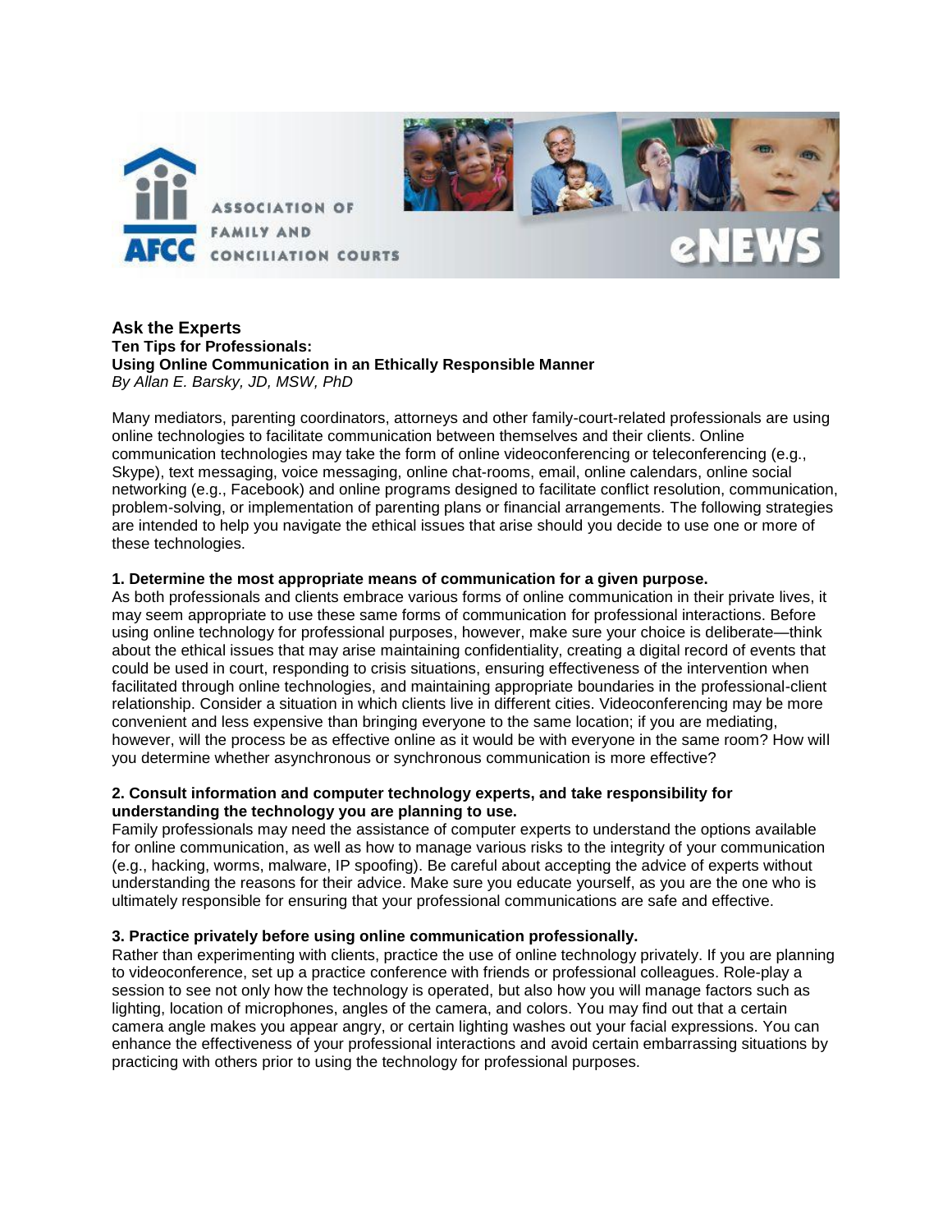## Ask the Experts

**Ten Tips for Professionals:**
**Using Online Communication in an Ethically Responsible Manner**
*By Allan E. Barsky, JD, MSW, PhD*

Many mediators, parenting coordinators, attorneys and other family-court-related professionals are using online technologies to facilitate communication between themselves and their clients. Online communication technologies may take the form of online videoconferencing or teleconferencing (e.g., Skype), text messaging, voice messaging, online chat-rooms, email, online calendars, online social networking (e.g., Facebook) and online programs designed to facilitate conflict resolution, communication, problem-solving, or implementation of parenting plans or financial arrangements. The following strategies are intended to help you navigate the ethical issues that arise should you decide to use one or more of these technologies.

**1. Determine the most appropriate means of communication for a given purpose.**
As both professionals and clients embrace various forms of online communication in their private lives, it may seem appropriate to use these same forms of communication for professional interactions. Before using online technology for professional purposes, however, make sure your choice is deliberate—think about the ethical issues that may arise maintaining confidentiality, creating a digital record of events that could be used in court, responding to crisis situations, ensuring effectiveness of the intervention when facilitated through online technologies, and maintaining appropriate boundaries in the professional-client relationship. Consider a situation in which clients live in different cities. Videoconferencing may be more convenient and less expensive than bringing everyone to the same location; if you are mediating, however, will the process be as effective online as it would be with everyone in the same room? How will you determine whether asynchronous or synchronous communication is more effective?

**2. Consult information and computer technology experts, and take responsibility for understanding the technology you are planning to use.**
Family professionals may need the assistance of computer experts to understand the options available for online communication, as well as how to manage various risks to the integrity of your communication (e.g., hacking, worms, malware, IP spoofing). Be careful about accepting the advice of experts without understanding the reasons for their advice. Make sure you educate yourself, as you are the one who is ultimately responsible for ensuring that your professional communications are safe and effective.

**3. Practice privately before using online communication professionally.**
Rather than experimenting with clients, practice the use of online technology privately. If you are planning to videoconference, set up a practice conference with friends or professional colleagues. Role-play a session to see not only how the technology is operated, but also how you will manage factors such as lighting, location of microphones, angles of the camera, and colors. You may find out that a certain camera angle makes you appear angry, or certain lighting washes out your facial expressions. You can enhance the effectiveness of your professional interactions and avoid certain embarrassing situations by practicing with others prior to using the technology for professional purposes.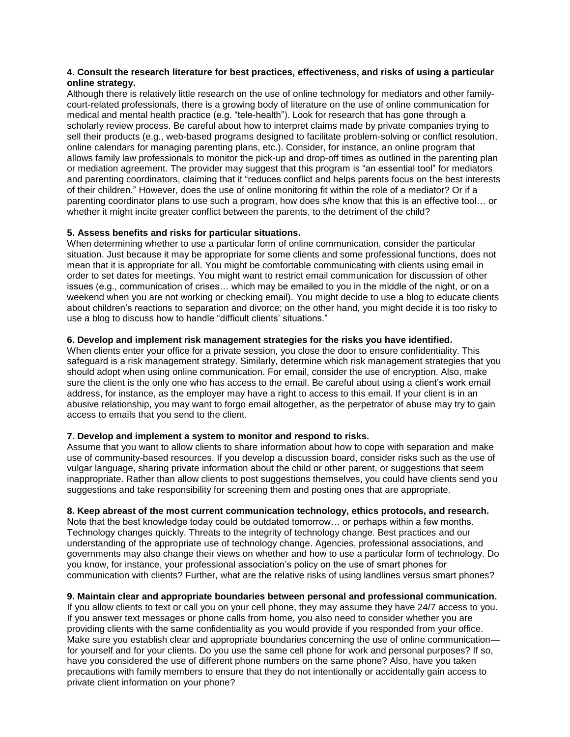**4. Consult the research literature for best practices, effectiveness, and risks of using a particular online strategy.**

Although there is relatively little research on the use of online technology for mediators and other family-court-related professionals, there is a growing body of literature on the use of online communication for medical and mental health practice (e.g. "tele-health"). Look for research that has gone through a scholarly review process. Be careful about how to interpret claims made by private companies trying to sell their products (e.g., web-based programs designed to facilitate problem-solving or conflict resolution, online calendars for managing parenting plans, etc.). Consider, for instance, an online program that allows family law professionals to monitor the pick-up and drop-off times as outlined in the parenting plan or mediation agreement. The provider may suggest that this program is "an essential tool" for mediators and parenting coordinators, claiming that it "reduces conflict and helps parents focus on the best interests of their children." However, does the use of online monitoring fit within the role of a mediator? Or if a parenting coordinator plans to use such a program, how does s/he know that this is an effective tool… or whether it might incite greater conflict between the parents, to the detriment of the child?

**5. Assess benefits and risks for particular situations.**

When determining whether to use a particular form of online communication, consider the particular situation. Just because it may be appropriate for some clients and some professional functions, does not mean that it is appropriate for all. You might be comfortable communicating with clients using email in order to set dates for meetings. You might want to restrict email communication for discussion of other issues (e.g., communication of crises… which may be emailed to you in the middle of the night, or on a weekend when you are not working or checking email). You might decide to use a blog to educate clients about children's reactions to separation and divorce; on the other hand, you might decide it is too risky to use a blog to discuss how to handle "difficult clients' situations."

**6. Develop and implement risk management strategies for the risks you have identified.**

When clients enter your office for a private session, you close the door to ensure confidentiality. This safeguard is a risk management strategy. Similarly, determine which risk management strategies that you should adopt when using online communication. For email, consider the use of encryption. Also, make sure the client is the only one who has access to the email. Be careful about using a client's work email address, for instance, as the employer may have a right to access to this email. If your client is in an abusive relationship, you may want to forgo email altogether, as the perpetrator of abuse may try to gain access to emails that you send to the client.

**7. Develop and implement a system to monitor and respond to risks.**

Assume that you want to allow clients to share information about how to cope with separation and make use of community-based resources. If you develop a discussion board, consider risks such as the use of vulgar language, sharing private information about the child or other parent, or suggestions that seem inappropriate. Rather than allow clients to post suggestions themselves, you could have clients send you suggestions and take responsibility for screening them and posting ones that are appropriate.

**8. Keep abreast of the most current communication technology, ethics protocols, and research.**

Note that the best knowledge today could be outdated tomorrow… or perhaps within a few months. Technology changes quickly. Threats to the integrity of technology change. Best practices and our understanding of the appropriate use of technology change. Agencies, professional associations, and governments may also change their views on whether and how to use a particular form of technology. Do you know, for instance, your professional association's policy on the use of smart phones for communication with clients? Further, what are the relative risks of using landlines versus smart phones?

**9. Maintain clear and appropriate boundaries between personal and professional communication.**

If you allow clients to text or call you on your cell phone, they may assume they have 24/7 access to you. If you answer text messages or phone calls from home, you also need to consider whether you are providing clients with the same confidentiality as you would provide if you responded from your office. Make sure you establish clear and appropriate boundaries concerning the use of online communication—for yourself and for your clients. Do you use the same cell phone for work and personal purposes? If so, have you considered the use of different phone numbers on the same phone? Also, have you taken precautions with family members to ensure that they do not intentionally or accidentally gain access to private client information on your phone?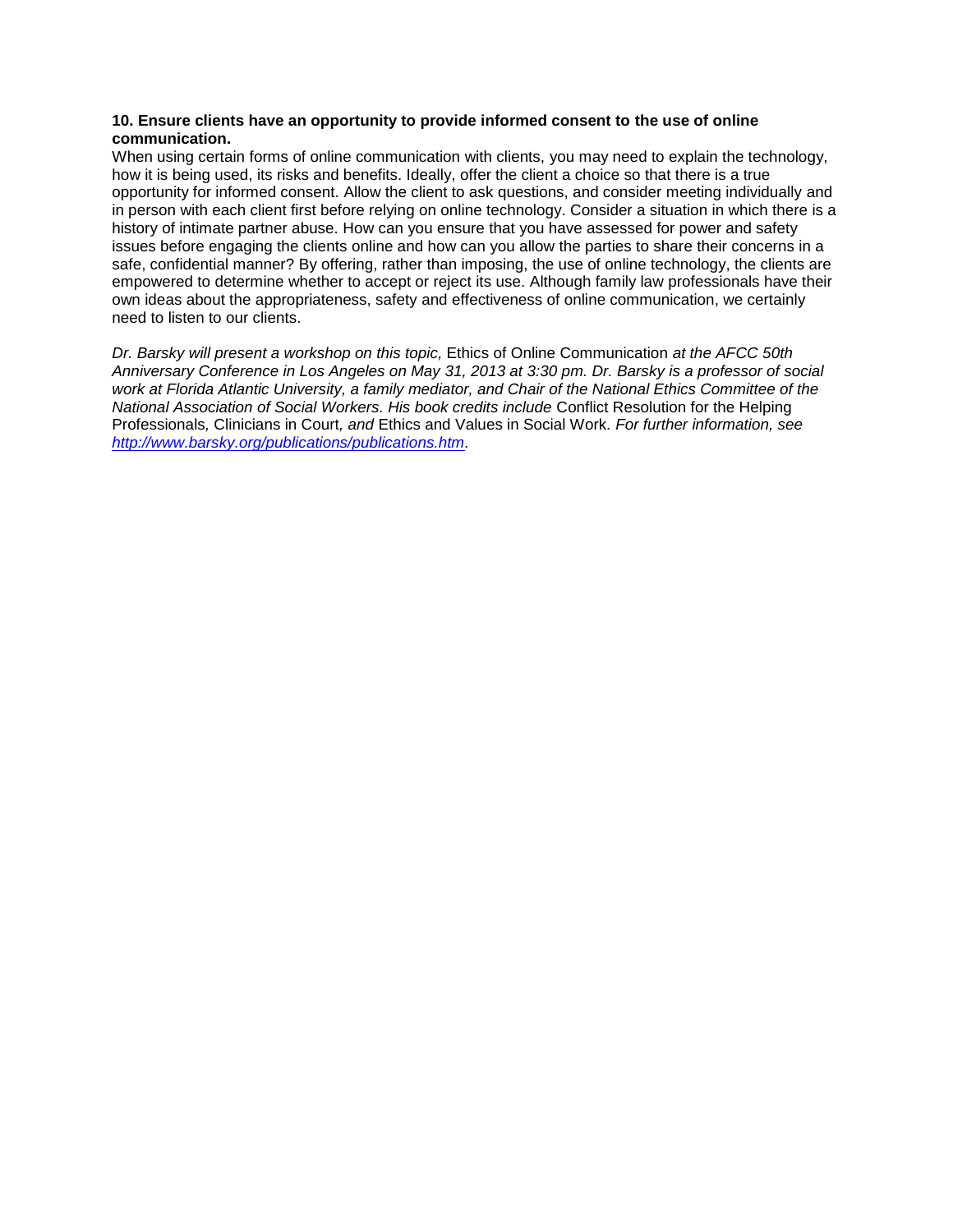**10. Ensure clients have an opportunity to provide informed consent to the use of online communication.**

When using certain forms of online communication with clients, you may need to explain the technology, how it is being used, its risks and benefits. Ideally, offer the client a choice so that there is a true opportunity for informed consent. Allow the client to ask questions, and consider meeting individually and in person with each client first before relying on online technology. Consider a situation in which there is a history of intimate partner abuse. How can you ensure that you have assessed for power and safety issues before engaging the clients online and how can you allow the parties to share their concerns in a safe, confidential manner? By offering, rather than imposing, the use of online technology, the clients are empowered to determine whether to accept or reject its use. Although family law professionals have their own ideas about the appropriateness, safety and effectiveness of online communication, we certainly need to listen to our clients.

*Dr. Barsky will present a workshop on this topic,* Ethics of Online Communication *at the AFCC 50th Anniversary Conference in Los Angeles on May 31, 2013 at 3:30 pm. Dr. Barsky is a professor of social work at Florida Atlantic University, a family mediator, and Chair of the National Ethics Committee of the National Association of Social Workers. His book credits include* Conflict Resolution for the Helping Professionals*,* Clinicians in Court*, and* Ethics and Values in Social Work*. For further information, see [http://www.barsky.org/publications/publications.htm](http://www.barsky.org/publications/publications.htm).*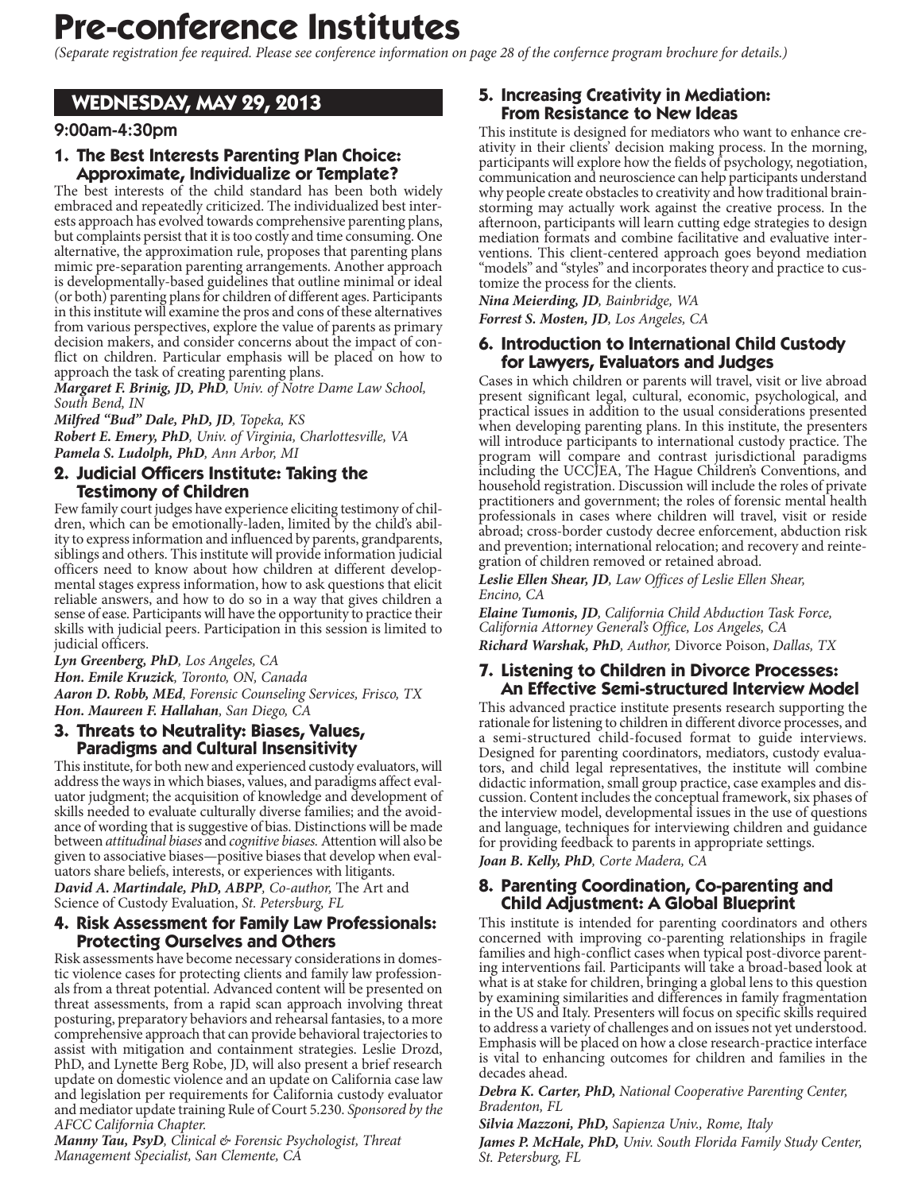# Pre-conference Institutes

*(Separate registration fee required. Please see conference information on page 28 of the confernce program brochure for details.)*

## WEDNESDAY, MAY 29, 2013

### 9:00am-4:30pm

### 1. The Best Interests Parenting Plan Choice: Approximate, Individualize or Template?

The best interests of the child standard has been both widely embraced and repeatedly criticized. The individualized best interests approach has evolved towards comprehensive parenting plans, but complaints persist that it is too costly and time consuming. One alternative, the approximation rule, proposes that parenting plans mimic pre-separation parenting arrangements. Another approach is developmentally-based guidelines that outline minimal or ideal (or both) parenting plans for children of different ages. Participants in this institute will examine the pros and cons of these alternatives from various perspectives, explore the value of parents as primary decision makers, and consider concerns about the impact of conflict on children. Particular emphasis will be placed on how to approach the task of creating parenting plans.

***Margaret F. Brinig, JD, PhD**, Univ. of Notre Dame Law School, South Bend, IN*

***Milfred "Bud" Dale, PhD, JD**, Topeka, KS*

***Robert E. Emery, PhD**, Univ. of Virginia, Charlottesville, VA*

***Pamela S. Ludolph, PhD**, Ann Arbor, MI*

### 2. Judicial Officers Institute: Taking the Testimony of Children

Few family court judges have experience eliciting testimony of children, which can be emotionally-laden, limited by the child's ability to express information and influenced by parents, grandparents, siblings and others. This institute will provide information judicial officers need to know about how children at different developmental stages express information, how to ask questions that elicit reliable answers, and how to do so in a way that gives children a sense of ease. Participants will have the opportunity to practice their skills with judicial peers. Participation in this session is limited to judicial officers.

***Lyn Greenberg, PhD**, Los Angeles, CA*

***Hon. Emile Kruzick**, Toronto, ON, Canada*

***Aaron D. Robb, MEd**, Forensic Counseling Services, Frisco, TX*

***Hon. Maureen F. Hallahan**, San Diego, CA*

### 3. Threats to Neutrality: Biases, Values, Paradigms and Cultural Insensitivity

This institute, for both new and experienced custody evaluators, will address the ways in which biases, values, and paradigms affect evaluator judgment; the acquisition of knowledge and development of skills needed to evaluate culturally diverse families; and the avoidance of wording that is suggestive of bias. Distinctions will be made between *attitudinal biases* and *cognitive biases.* Attention will also be given to associative biases—positive biases that develop when evaluators share beliefs, interests, or experiences with litigants.

***David A. Martindale, PhD, ABPP**, Co-author,* The Art and Science of Custody Evaluation, *St. Petersburg, FL*

### 4. Risk Assessment for Family Law Professionals: Protecting Ourselves and Others

Risk assessments have become necessary considerations in domestic violence cases for protecting clients and family law professionals from a threat potential. Advanced content will be presented on threat assessments, from a rapid scan approach involving threat posturing, preparatory behaviors and rehearsal fantasies, to a more comprehensive approach that can provide behavioral trajectories to assist with mitigation and containment strategies. Leslie Drozd, PhD, and Lynette Berg Robe, JD, will also present a brief research update on domestic violence and an update on California case law and legislation per requirements for California custody evaluator and mediator update training Rule of Court 5.230. *Sponsored by the AFCC California Chapter.*

***Manny Tau, PsyD**, Clinical & Forensic Psychologist, Threat Management Specialist, San Clemente, CA*

### 5. Increasing Creativity in Mediation: From Resistance to New Ideas

This institute is designed for mediators who want to enhance creativity in their clients' decision making process. In the morning, participants will explore how the fields of psychology, negotiation, communication and neuroscience can help participants understand why people create obstacles to creativity and how traditional brainstorming may actually work against the creative process. In the afternoon, participants will learn cutting edge strategies to design mediation formats and combine facilitative and evaluative interventions. This client-centered approach goes beyond mediation "models" and "styles" and incorporates theory and practice to customize the process for the clients.

***Nina Meierding, JD**, Bainbridge, WA*

***Forrest S. Mosten, JD**, Los Angeles, CA*

### 6. Introduction to International Child Custody for Lawyers, Evaluators and Judges

Cases in which children or parents will travel, visit or live abroad present significant legal, cultural, economic, psychological, and practical issues in addition to the usual considerations presented when developing parenting plans. In this institute, the presenters will introduce participants to international custody practice. The program will compare and contrast jurisdictional paradigms including the UCCJEA, The Hague Children's Conventions, and household registration. Discussion will include the roles of private practitioners and government; the roles of forensic mental health professionals in cases where children will travel, visit or reside abroad; cross-border custody decree enforcement, abduction risk and prevention; international relocation; and recovery and reintegration of children removed or retained abroad.

***Leslie Ellen Shear, JD**, Law Offices of Leslie Ellen Shear, Encino, CA*

***Elaine Tumonis, JD**, California Child Abduction Task Force, California Attorney General's Office, Los Angeles, CA*

***Richard Warshak, PhD**, Author,* Divorce Poison, *Dallas, TX*

### 7. Listening to Children in Divorce Processes: An Effective Semi-structured Interview Model

This advanced practice institute presents research supporting the rationale for listening to children in different divorce processes, and a semi-structured child-focused format to guide interviews. Designed for parenting coordinators, mediators, custody evaluators, and child legal representatives, the institute will combine didactic information, small group practice, case examples and discussion. Content includes the conceptual framework, six phases of the interview model, developmental issues in the use of questions and language, techniques for interviewing children and guidance for providing feedback to parents in appropriate settings.

***Joan B. Kelly, PhD**, Corte Madera, CA*

### 8. Parenting Coordination, Co-parenting and Child Adjustment: A Global Blueprint

This institute is intended for parenting coordinators and others concerned with improving co-parenting relationships in fragile families and high-conflict cases when typical post-divorce parenting interventions fail. Participants will take a broad-based look at what is at stake for children, bringing a global lens to this question by examining similarities and differences in family fragmentation in the US and Italy. Presenters will focus on specific skills required to address a variety of challenges and on issues not yet understood. Emphasis will be placed on how a close research-practice interface is vital to enhancing outcomes for children and families in the decades ahead.

***Debra K. Carter, PhD,** National Cooperative Parenting Center, Bradenton, FL*

***Silvia Mazzoni, PhD,** Sapienza Univ., Rome, Italy*

***James P. McHale, PhD,** Univ. South Florida Family Study Center, St. Petersburg, FL*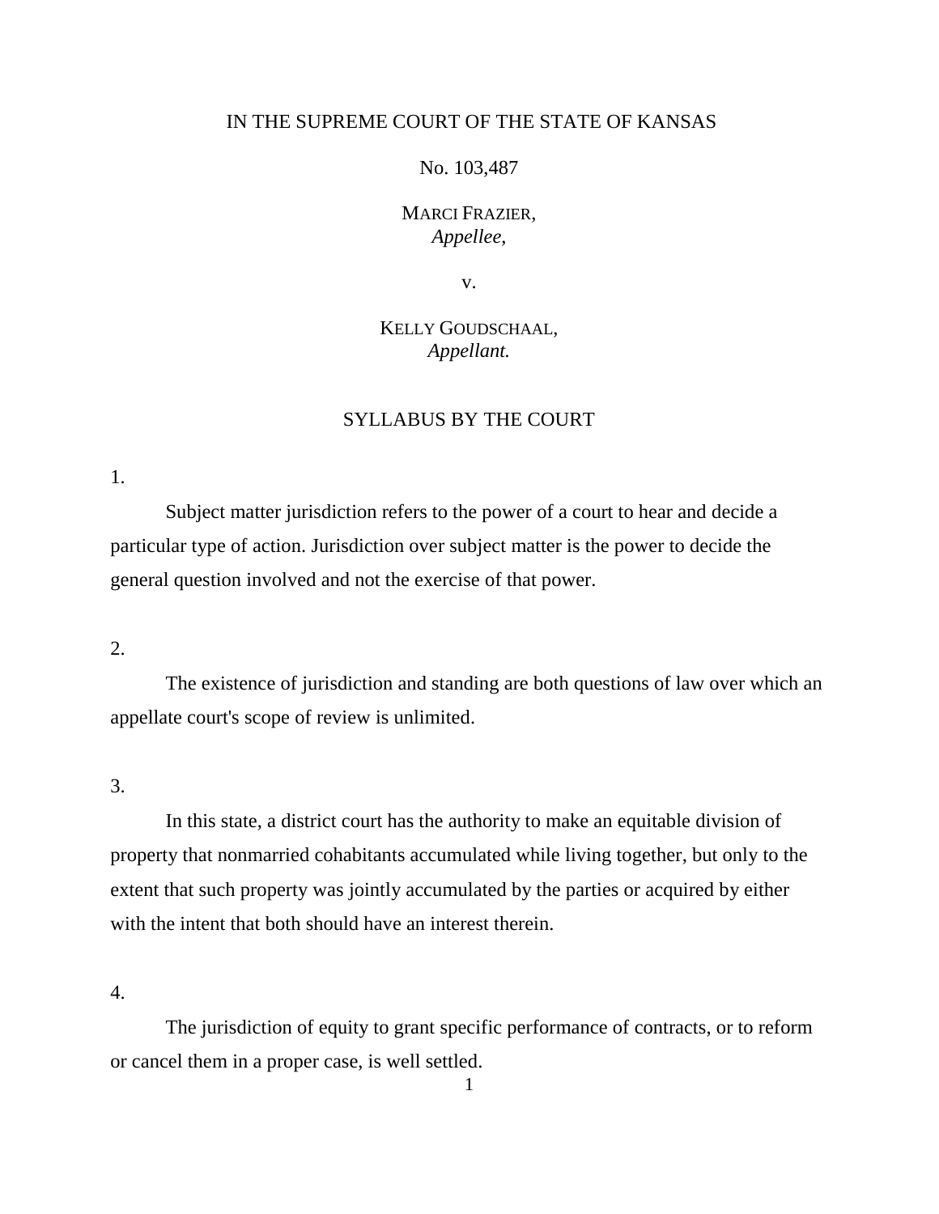IN THE SUPREME COURT OF THE STATE OF KANSAS

No. 103,487

MARCI FRAZIER,
*Appellee*,

v.

KELLY GOUDSCHAAL,
*Appellant.*

## SYLLABUS BY THE COURT

1.

Subject matter jurisdiction refers to the power of a court to hear and decide a particular type of action. Jurisdiction over subject matter is the power to decide the general question involved and not the exercise of that power.

2.

The existence of jurisdiction and standing are both questions of law over which an appellate court's scope of review is unlimited.

3.

In this state, a district court has the authority to make an equitable division of property that nonmarried cohabitants accumulated while living together, but only to the extent that such property was jointly accumulated by the parties or acquired by either with the intent that both should have an interest therein.

4.

The jurisdiction of equity to grant specific performance of contracts, or to reform or cancel them in a proper case, is well settled.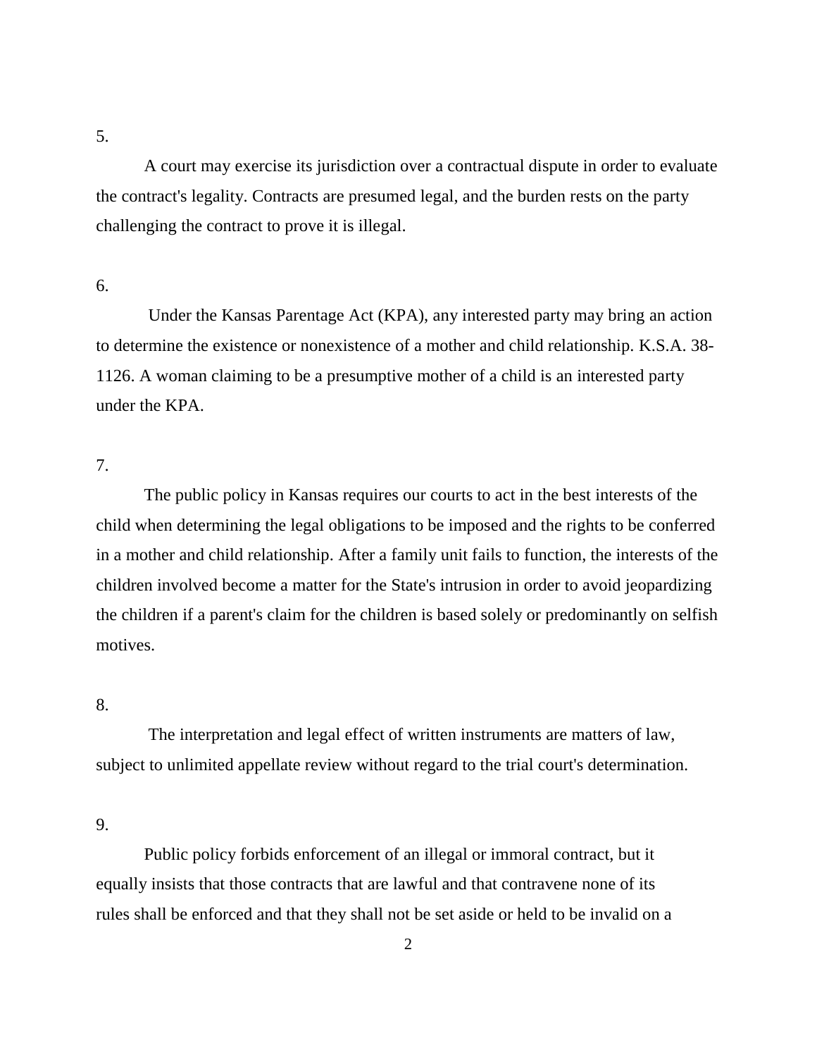5.

A court may exercise its jurisdiction over a contractual dispute in order to evaluate the contract's legality. Contracts are presumed legal, and the burden rests on the party challenging the contract to prove it is illegal.

6.

Under the Kansas Parentage Act (KPA), any interested party may bring an action to determine the existence or nonexistence of a mother and child relationship. K.S.A. 38-1126. A woman claiming to be a presumptive mother of a child is an interested party under the KPA.

7.

The public policy in Kansas requires our courts to act in the best interests of the child when determining the legal obligations to be imposed and the rights to be conferred in a mother and child relationship. After a family unit fails to function, the interests of the children involved become a matter for the State's intrusion in order to avoid jeopardizing the children if a parent's claim for the children is based solely or predominantly on selfish motives.

8.

The interpretation and legal effect of written instruments are matters of law, subject to unlimited appellate review without regard to the trial court's determination.

9.

Public policy forbids enforcement of an illegal or immoral contract, but it equally insists that those contracts that are lawful and that contravene none of its rules shall be enforced and that they shall not be set aside or held to be invalid on a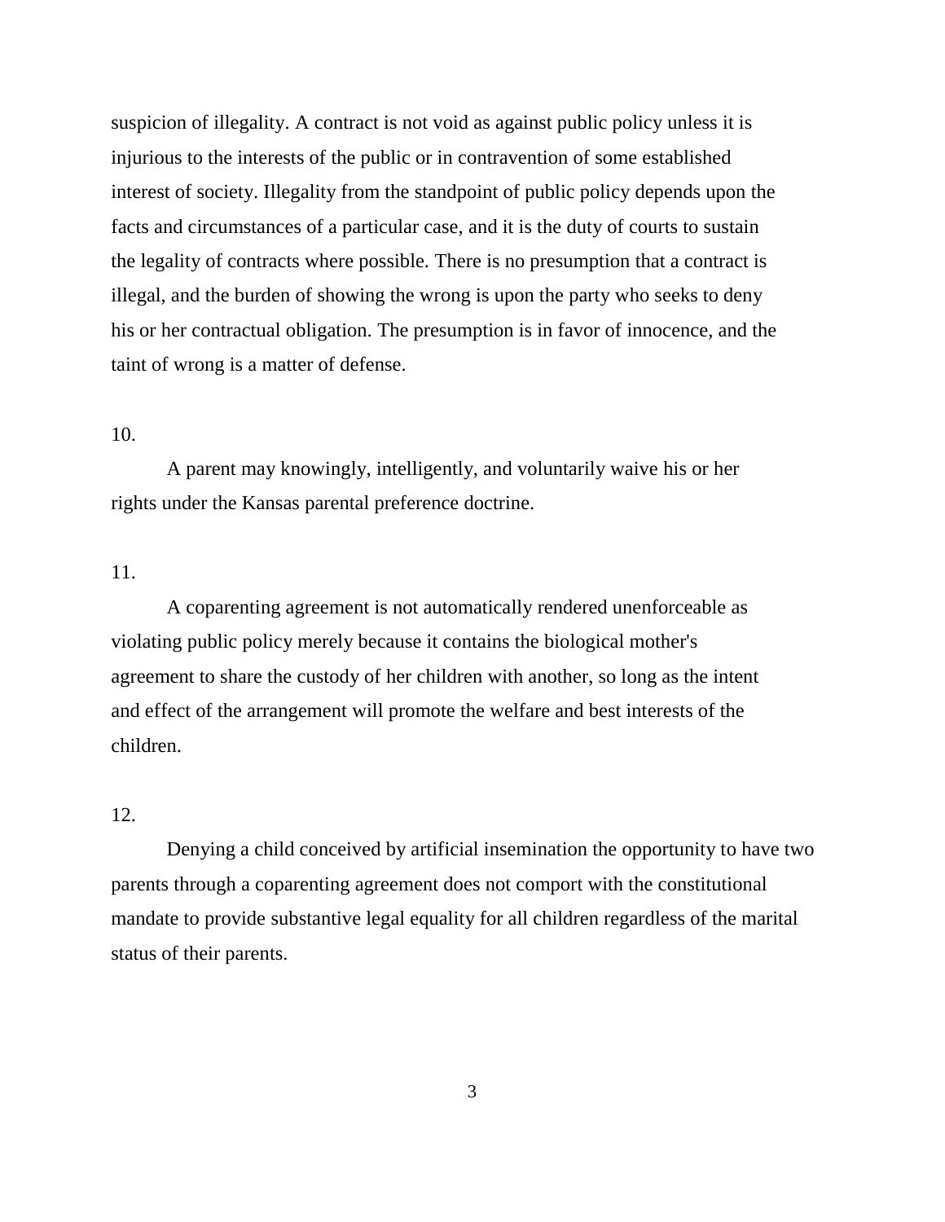suspicion of illegality. A contract is not void as against public policy unless it is injurious to the interests of the public or in contravention of some established interest of society. Illegality from the standpoint of public policy depends upon the facts and circumstances of a particular case, and it is the duty of courts to sustain the legality of contracts where possible. There is no presumption that a contract is illegal, and the burden of showing the wrong is upon the party who seeks to deny his or her contractual obligation. The presumption is in favor of innocence, and the taint of wrong is a matter of defense.

10.

A parent may knowingly, intelligently, and voluntarily waive his or her rights under the Kansas parental preference doctrine.

11.

A coparenting agreement is not automatically rendered unenforceable as violating public policy merely because it contains the biological mother's agreement to share the custody of her children with another, so long as the intent and effect of the arrangement will promote the welfare and best interests of the children.

12.

Denying a child conceived by artificial insemination the opportunity to have two parents through a coparenting agreement does not comport with the constitutional mandate to provide substantive legal equality for all children regardless of the marital status of their parents.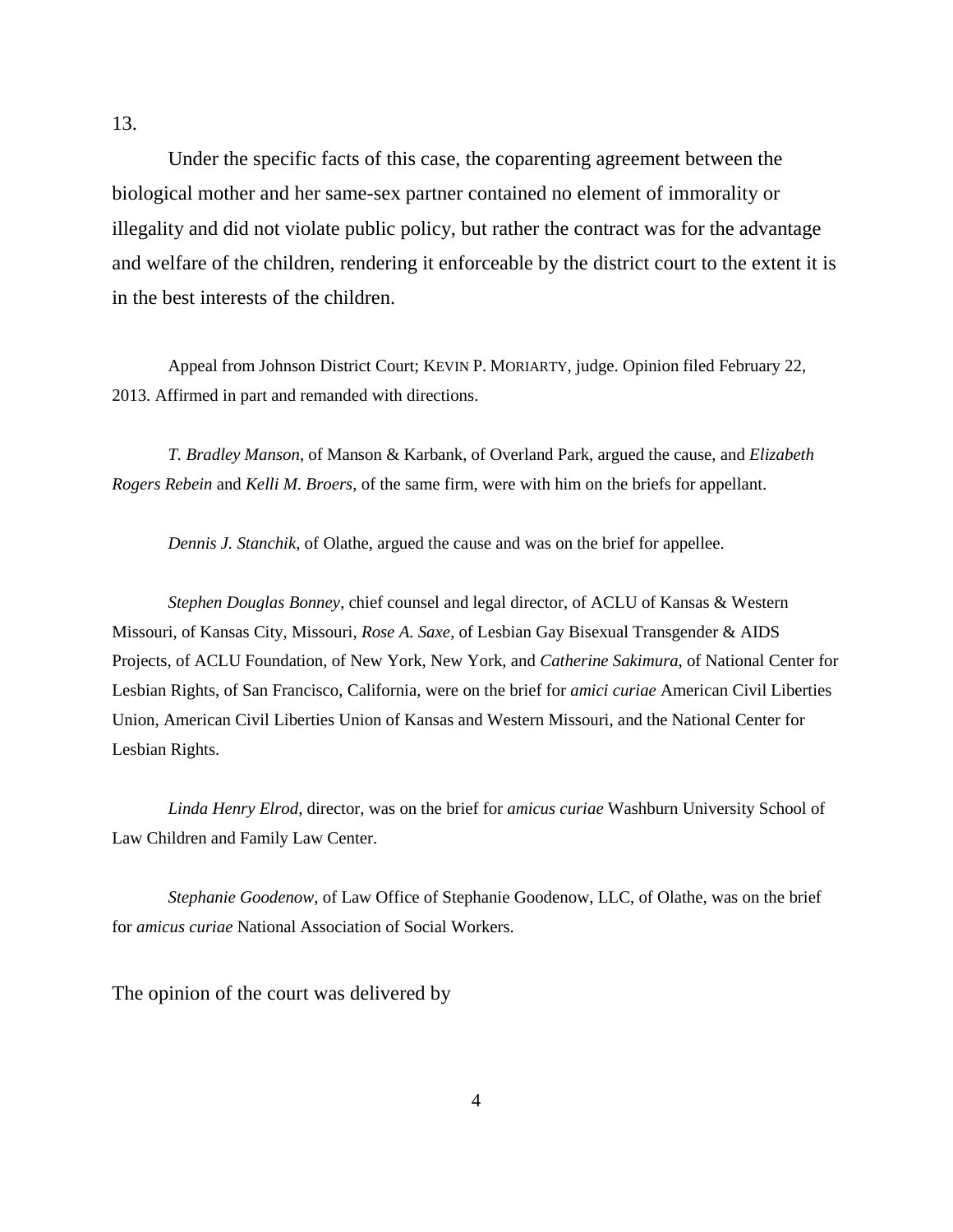13.

Under the specific facts of this case, the coparenting agreement between the biological mother and her same-sex partner contained no element of immorality or illegality and did not violate public policy, but rather the contract was for the advantage and welfare of the children, rendering it enforceable by the district court to the extent it is in the best interests of the children.

Appeal from Johnson District Court; KEVIN P. MORIARTY, judge. Opinion filed February 22, 2013. Affirmed in part and remanded with directions.

*T. Bradley Manson*, of Manson & Karbank, of Overland Park, argued the cause, and *Elizabeth Rogers Rebein* and *Kelli M. Broers*, of the same firm, were with him on the briefs for appellant.

*Dennis J. Stanchik*, of Olathe, argued the cause and was on the brief for appellee.

*Stephen Douglas Bonney*, chief counsel and legal director, of ACLU of Kansas & Western Missouri, of Kansas City, Missouri, *Rose A. Saxe*, of Lesbian Gay Bisexual Transgender & AIDS Projects, of ACLU Foundation, of New York, New York, and *Catherine Sakimura*, of National Center for Lesbian Rights, of San Francisco, California, were on the brief for *amici curiae* American Civil Liberties Union, American Civil Liberties Union of Kansas and Western Missouri, and the National Center for Lesbian Rights.

*Linda Henry Elrod*, director, was on the brief for *amicus curiae* Washburn University School of Law Children and Family Law Center.

*Stephanie Goodenow*, of Law Office of Stephanie Goodenow, LLC, of Olathe, was on the brief for *amicus curiae* National Association of Social Workers.

The opinion of the court was delivered by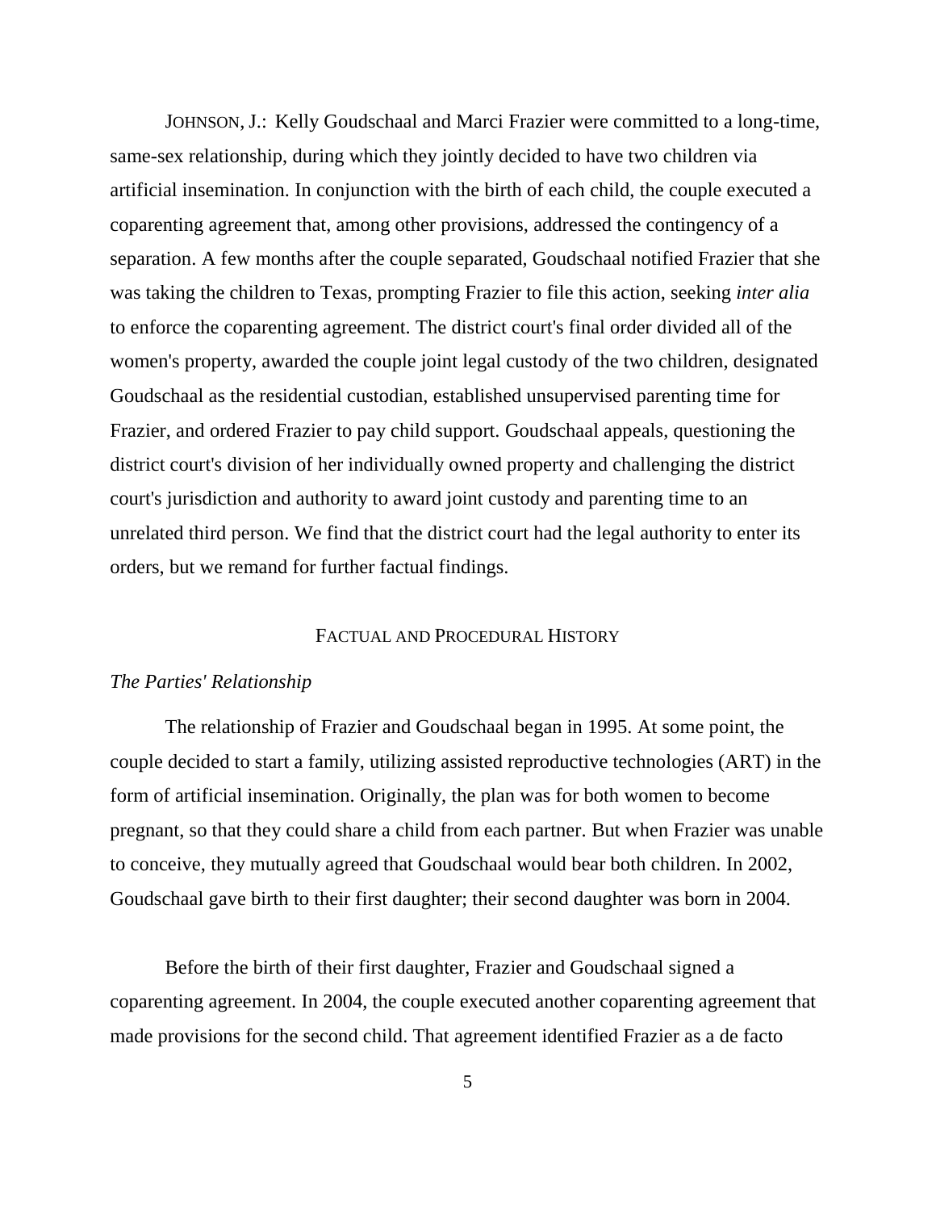JOHNSON, J.: Kelly Goudschaal and Marci Frazier were committed to a long-time, same-sex relationship, during which they jointly decided to have two children via artificial insemination. In conjunction with the birth of each child, the couple executed a coparenting agreement that, among other provisions, addressed the contingency of a separation. A few months after the couple separated, Goudschaal notified Frazier that she was taking the children to Texas, prompting Frazier to file this action, seeking *inter alia* to enforce the coparenting agreement. The district court's final order divided all of the women's property, awarded the couple joint legal custody of the two children, designated Goudschaal as the residential custodian, established unsupervised parenting time for Frazier, and ordered Frazier to pay child support. Goudschaal appeals, questioning the district court's division of her individually owned property and challenging the district court's jurisdiction and authority to award joint custody and parenting time to an unrelated third person. We find that the district court had the legal authority to enter its orders, but we remand for further factual findings.

## FACTUAL AND PROCEDURAL HISTORY

### *The Parties' Relationship*

The relationship of Frazier and Goudschaal began in 1995. At some point, the couple decided to start a family, utilizing assisted reproductive technologies (ART) in the form of artificial insemination. Originally, the plan was for both women to become pregnant, so that they could share a child from each partner. But when Frazier was unable to conceive, they mutually agreed that Goudschaal would bear both children. In 2002, Goudschaal gave birth to their first daughter; their second daughter was born in 2004.

Before the birth of their first daughter, Frazier and Goudschaal signed a coparenting agreement. In 2004, the couple executed another coparenting agreement that made provisions for the second child. That agreement identified Frazier as a de facto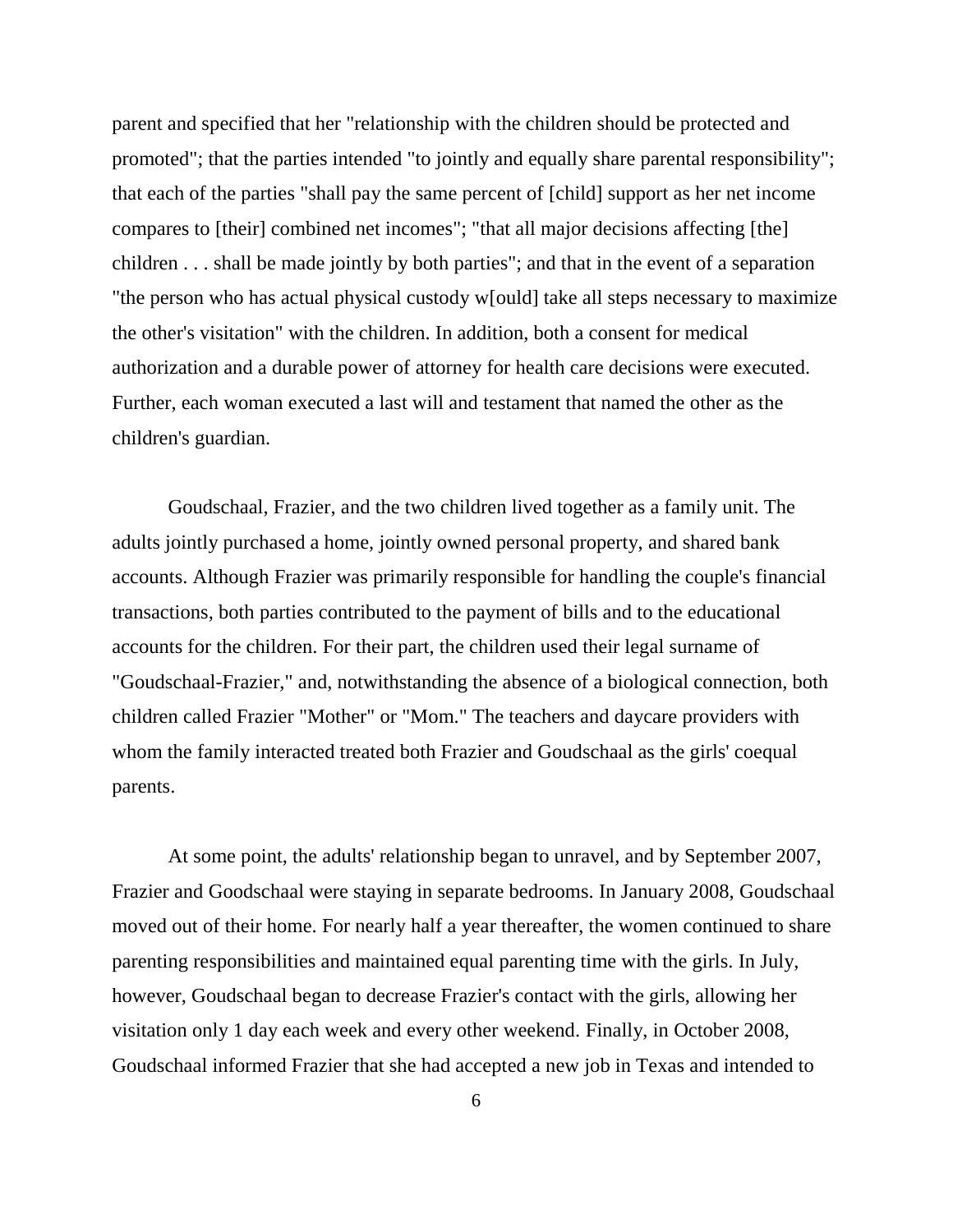parent and specified that her "relationship with the children should be protected and promoted"; that the parties intended "to jointly and equally share parental responsibility"; that each of the parties "shall pay the same percent of [child] support as her net income compares to [their] combined net incomes"; "that all major decisions affecting [the] children . . . shall be made jointly by both parties"; and that in the event of a separation "the person who has actual physical custody w[ould] take all steps necessary to maximize the other's visitation" with the children. In addition, both a consent for medical authorization and a durable power of attorney for health care decisions were executed. Further, each woman executed a last will and testament that named the other as the children's guardian.

Goudschaal, Frazier, and the two children lived together as a family unit. The adults jointly purchased a home, jointly owned personal property, and shared bank accounts. Although Frazier was primarily responsible for handling the couple's financial transactions, both parties contributed to the payment of bills and to the educational accounts for the children. For their part, the children used their legal surname of "Goudschaal-Frazier," and, notwithstanding the absence of a biological connection, both children called Frazier "Mother" or "Mom." The teachers and daycare providers with whom the family interacted treated both Frazier and Goudschaal as the girls' coequal parents.

At some point, the adults' relationship began to unravel, and by September 2007, Frazier and Goodschaal were staying in separate bedrooms. In January 2008, Goudschaal moved out of their home. For nearly half a year thereafter, the women continued to share parenting responsibilities and maintained equal parenting time with the girls. In July, however, Goudschaal began to decrease Frazier's contact with the girls, allowing her visitation only 1 day each week and every other weekend. Finally, in October 2008, Goudschaal informed Frazier that she had accepted a new job in Texas and intended to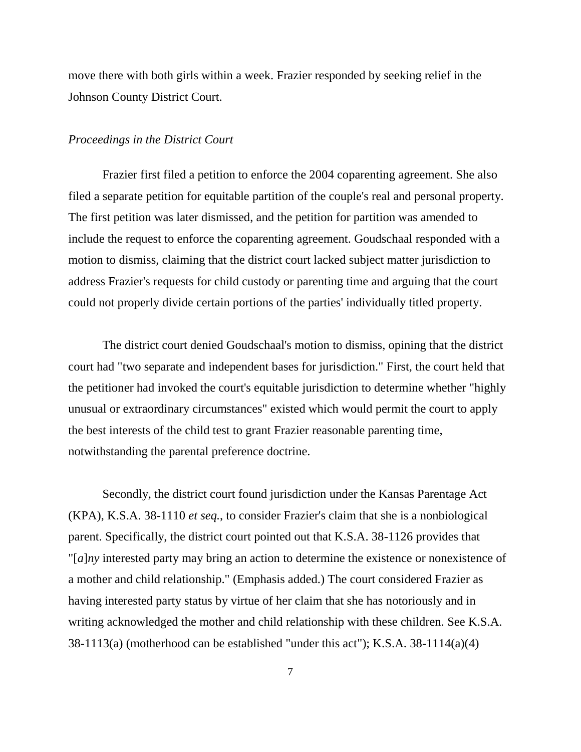move there with both girls within a week. Frazier responded by seeking relief in the Johnson County District Court.

*Proceedings in the District Court*

Frazier first filed a petition to enforce the 2004 coparenting agreement. She also filed a separate petition for equitable partition of the couple's real and personal property. The first petition was later dismissed, and the petition for partition was amended to include the request to enforce the coparenting agreement. Goudschaal responded with a motion to dismiss, claiming that the district court lacked subject matter jurisdiction to address Frazier's requests for child custody or parenting time and arguing that the court could not properly divide certain portions of the parties' individually titled property.

The district court denied Goudschaal's motion to dismiss, opining that the district court had "two separate and independent bases for jurisdiction." First, the court held that the petitioner had invoked the court's equitable jurisdiction to determine whether "highly unusual or extraordinary circumstances" existed which would permit the court to apply the best interests of the child test to grant Frazier reasonable parenting time, notwithstanding the parental preference doctrine.

Secondly, the district court found jurisdiction under the Kansas Parentage Act (KPA), K.S.A. 38-1110 *et seq.*, to consider Frazier's claim that she is a nonbiological parent. Specifically, the district court pointed out that K.S.A. 38-1126 provides that "[*a*]*ny* interested party may bring an action to determine the existence or nonexistence of a mother and child relationship." (Emphasis added.) The court considered Frazier as having interested party status by virtue of her claim that she has notoriously and in writing acknowledged the mother and child relationship with these children. See K.S.A. 38-1113(a) (motherhood can be established "under this act"); K.S.A. 38-1114(a)(4)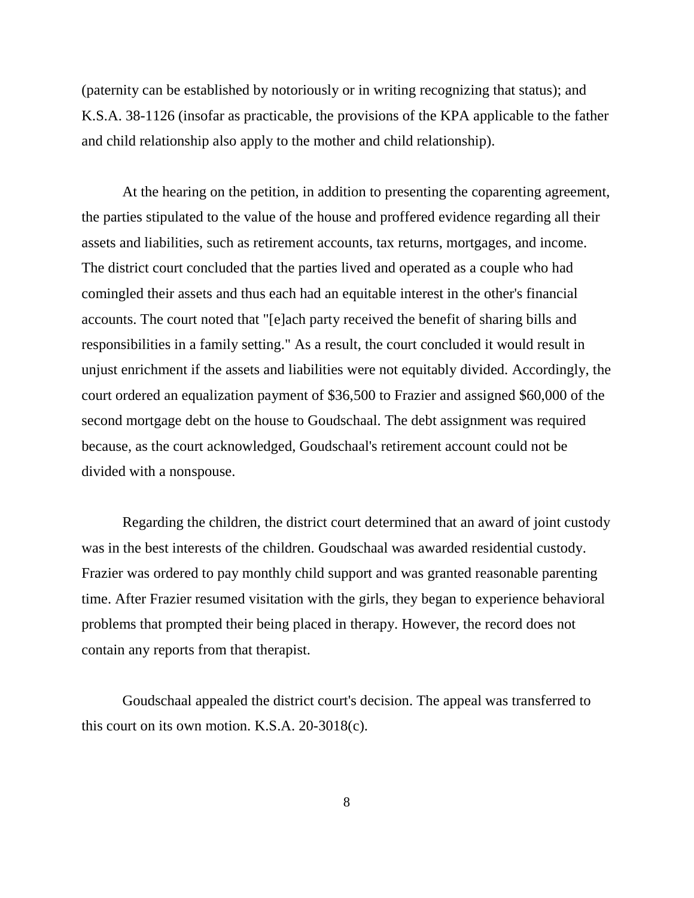(paternity can be established by notoriously or in writing recognizing that status); and K.S.A. 38-1126 (insofar as practicable, the provisions of the KPA applicable to the father and child relationship also apply to the mother and child relationship).

At the hearing on the petition, in addition to presenting the coparenting agreement, the parties stipulated to the value of the house and proffered evidence regarding all their assets and liabilities, such as retirement accounts, tax returns, mortgages, and income. The district court concluded that the parties lived and operated as a couple who had comingled their assets and thus each had an equitable interest in the other's financial accounts. The court noted that "[e]ach party received the benefit of sharing bills and responsibilities in a family setting." As a result, the court concluded it would result in unjust enrichment if the assets and liabilities were not equitably divided. Accordingly, the court ordered an equalization payment of $36,500 to Frazier and assigned $60,000 of the second mortgage debt on the house to Goudschaal. The debt assignment was required because, as the court acknowledged, Goudschaal's retirement account could not be divided with a nonspouse.

Regarding the children, the district court determined that an award of joint custody was in the best interests of the children. Goudschaal was awarded residential custody. Frazier was ordered to pay monthly child support and was granted reasonable parenting time. After Frazier resumed visitation with the girls, they began to experience behavioral problems that prompted their being placed in therapy. However, the record does not contain any reports from that therapist.

Goudschaal appealed the district court's decision. The appeal was transferred to this court on its own motion. K.S.A. 20-3018(c).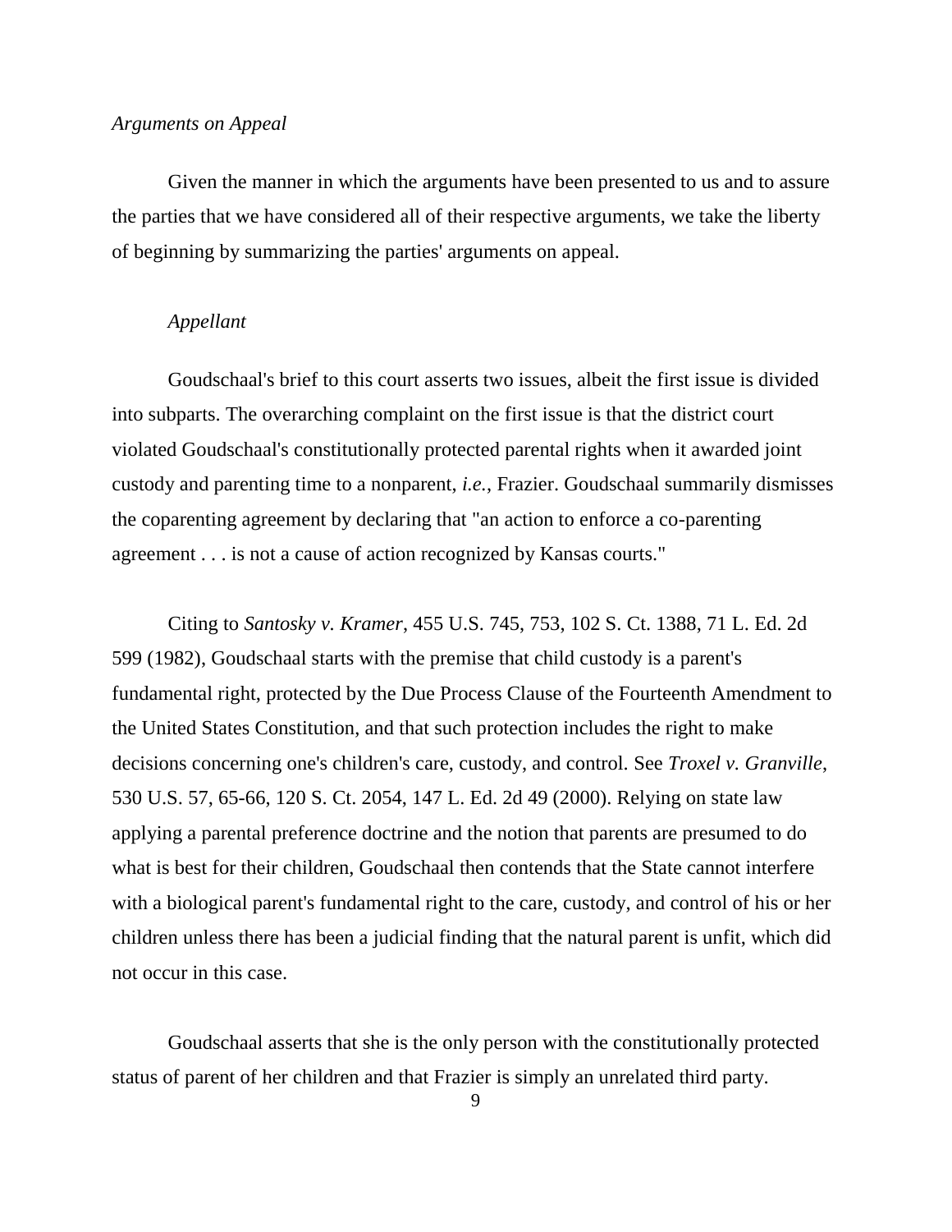*Arguments on Appeal*

Given the manner in which the arguments have been presented to us and to assure the parties that we have considered all of their respective arguments, we take the liberty of beginning by summarizing the parties' arguments on appeal.

*Appellant*

Goudschaal's brief to this court asserts two issues, albeit the first issue is divided into subparts. The overarching complaint on the first issue is that the district court violated Goudschaal's constitutionally protected parental rights when it awarded joint custody and parenting time to a nonparent, *i.e.*, Frazier. Goudschaal summarily dismisses the coparenting agreement by declaring that "an action to enforce a co-parenting agreement . . . is not a cause of action recognized by Kansas courts."

Citing to *Santosky v. Kramer*, 455 U.S. 745, 753, 102 S. Ct. 1388, 71 L. Ed. 2d 599 (1982), Goudschaal starts with the premise that child custody is a parent's fundamental right, protected by the Due Process Clause of the Fourteenth Amendment to the United States Constitution, and that such protection includes the right to make decisions concerning one's children's care, custody, and control. See *Troxel v. Granville*, 530 U.S. 57, 65-66, 120 S. Ct. 2054, 147 L. Ed. 2d 49 (2000). Relying on state law applying a parental preference doctrine and the notion that parents are presumed to do what is best for their children, Goudschaal then contends that the State cannot interfere with a biological parent's fundamental right to the care, custody, and control of his or her children unless there has been a judicial finding that the natural parent is unfit, which did not occur in this case.

Goudschaal asserts that she is the only person with the constitutionally protected status of parent of her children and that Frazier is simply an unrelated third party.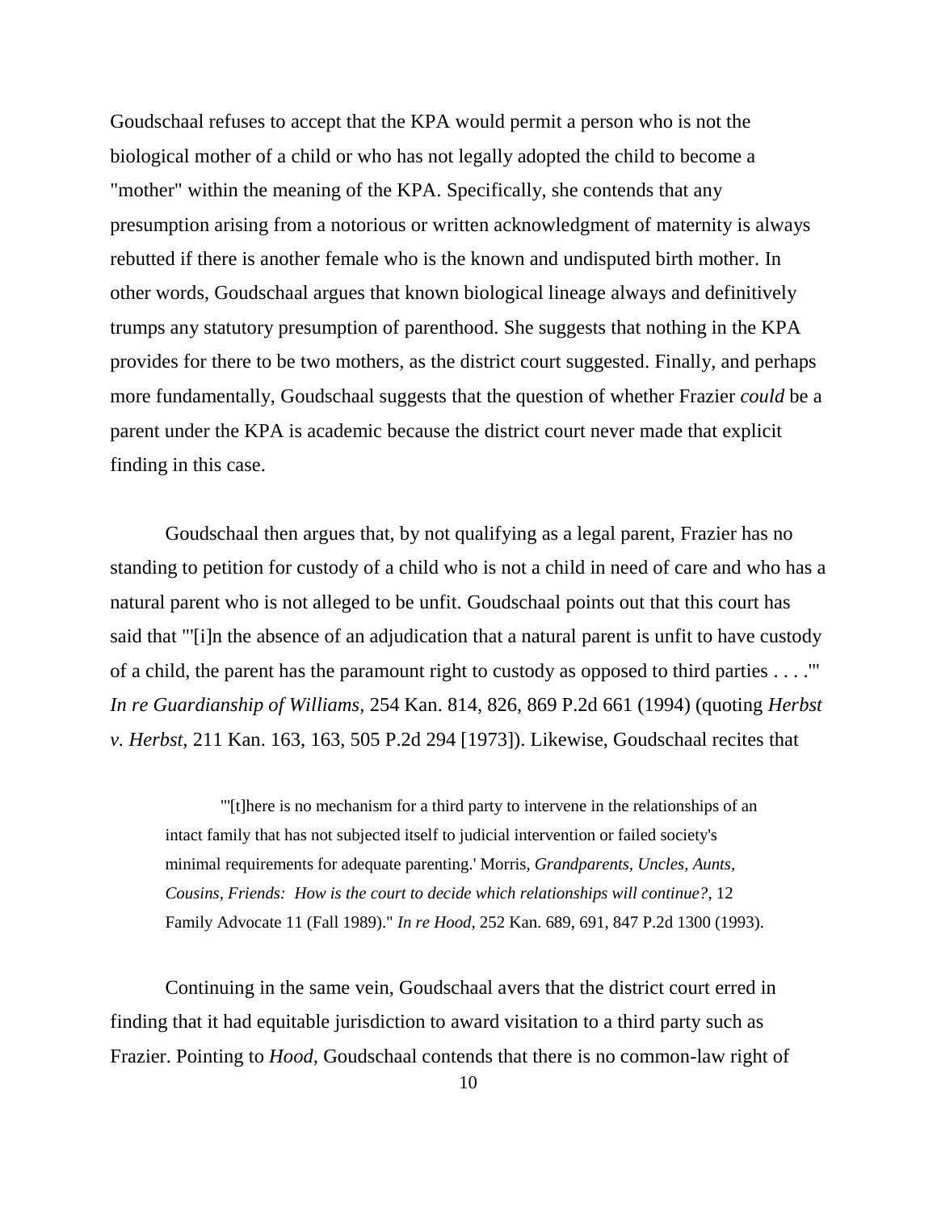Goudschaal refuses to accept that the KPA would permit a person who is not the biological mother of a child or who has not legally adopted the child to become a "mother" within the meaning of the KPA. Specifically, she contends that any presumption arising from a notorious or written acknowledgment of maternity is always rebutted if there is another female who is the known and undisputed birth mother. In other words, Goudschaal argues that known biological lineage always and definitively trumps any statutory presumption of parenthood. She suggests that nothing in the KPA provides for there to be two mothers, as the district court suggested. Finally, and perhaps more fundamentally, Goudschaal suggests that the question of whether Frazier *could* be a parent under the KPA is academic because the district court never made that explicit finding in this case.

Goudschaal then argues that, by not qualifying as a legal parent, Frazier has no standing to petition for custody of a child who is not a child in need of care and who has a natural parent who is not alleged to be unfit. Goudschaal points out that this court has said that "'[i]n the absence of an adjudication that a natural parent is unfit to have custody of a child, the parent has the paramount right to custody as opposed to third parties . . . .'" *In re Guardianship of Williams*, 254 Kan. 814, 826, 869 P.2d 661 (1994) (quoting *Herbst v. Herbst*, 211 Kan. 163, 163, 505 P.2d 294 [1973]). Likewise, Goudschaal recites that

> "'[t]here is no mechanism for a third party to intervene in the relationships of an intact family that has not subjected itself to judicial intervention or failed society's minimal requirements for adequate parenting.' Morris, *Grandparents, Uncles, Aunts, Cousins, Friends: How is the court to decide which relationships will continue?*, 12 Family Advocate 11 (Fall 1989)." *In re Hood*, 252 Kan. 689, 691, 847 P.2d 1300 (1993).

Continuing in the same vein, Goudschaal avers that the district court erred in finding that it had equitable jurisdiction to award visitation to a third party such as Frazier. Pointing to *Hood*, Goudschaal contends that there is no common-law right of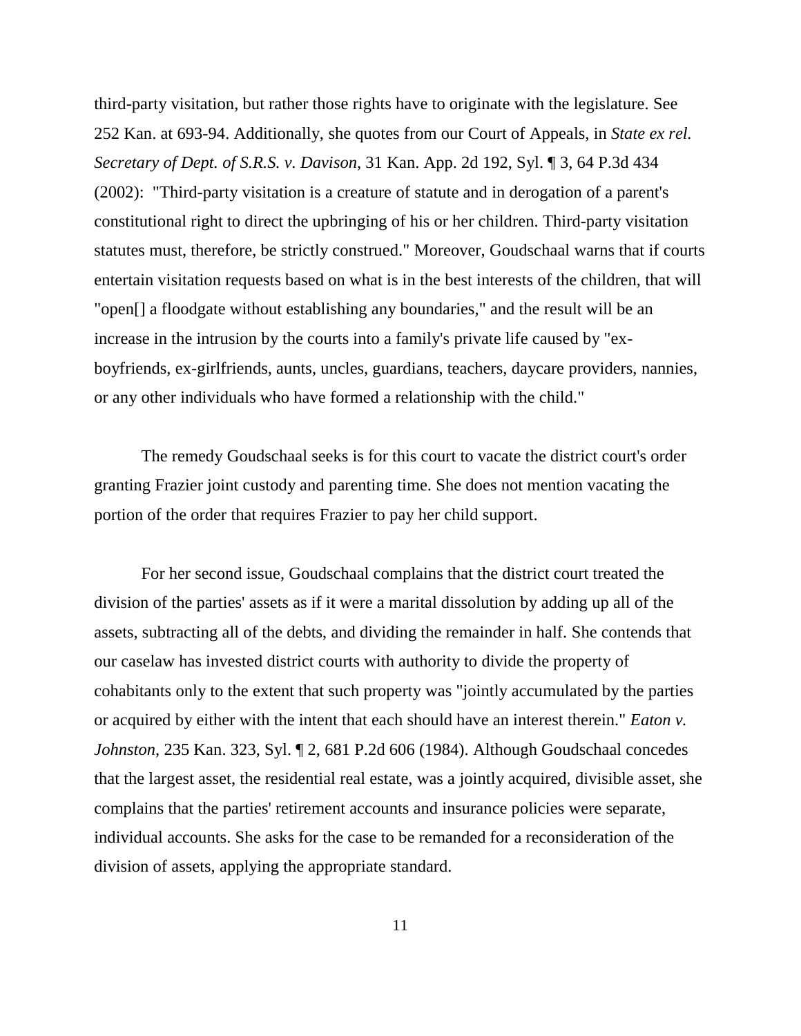third-party visitation, but rather those rights have to originate with the legislature. See 252 Kan. at 693-94. Additionally, she quotes from our Court of Appeals, in *State ex rel. Secretary of Dept. of S.R.S. v. Davison*, 31 Kan. App. 2d 192, Syl. ¶ 3, 64 P.3d 434 (2002): "Third-party visitation is a creature of statute and in derogation of a parent's constitutional right to direct the upbringing of his or her children. Third-party visitation statutes must, therefore, be strictly construed." Moreover, Goudschaal warns that if courts entertain visitation requests based on what is in the best interests of the children, that will "open[] a floodgate without establishing any boundaries," and the result will be an increase in the intrusion by the courts into a family's private life caused by "ex-boyfriends, ex-girlfriends, aunts, uncles, guardians, teachers, daycare providers, nannies, or any other individuals who have formed a relationship with the child."

The remedy Goudschaal seeks is for this court to vacate the district court's order granting Frazier joint custody and parenting time. She does not mention vacating the portion of the order that requires Frazier to pay her child support.

For her second issue, Goudschaal complains that the district court treated the division of the parties' assets as if it were a marital dissolution by adding up all of the assets, subtracting all of the debts, and dividing the remainder in half. She contends that our caselaw has invested district courts with authority to divide the property of cohabitants only to the extent that such property was "jointly accumulated by the parties or acquired by either with the intent that each should have an interest therein." *Eaton v. Johnston*, 235 Kan. 323, Syl. ¶ 2, 681 P.2d 606 (1984). Although Goudschaal concedes that the largest asset, the residential real estate, was a jointly acquired, divisible asset, she complains that the parties' retirement accounts and insurance policies were separate, individual accounts. She asks for the case to be remanded for a reconsideration of the division of assets, applying the appropriate standard.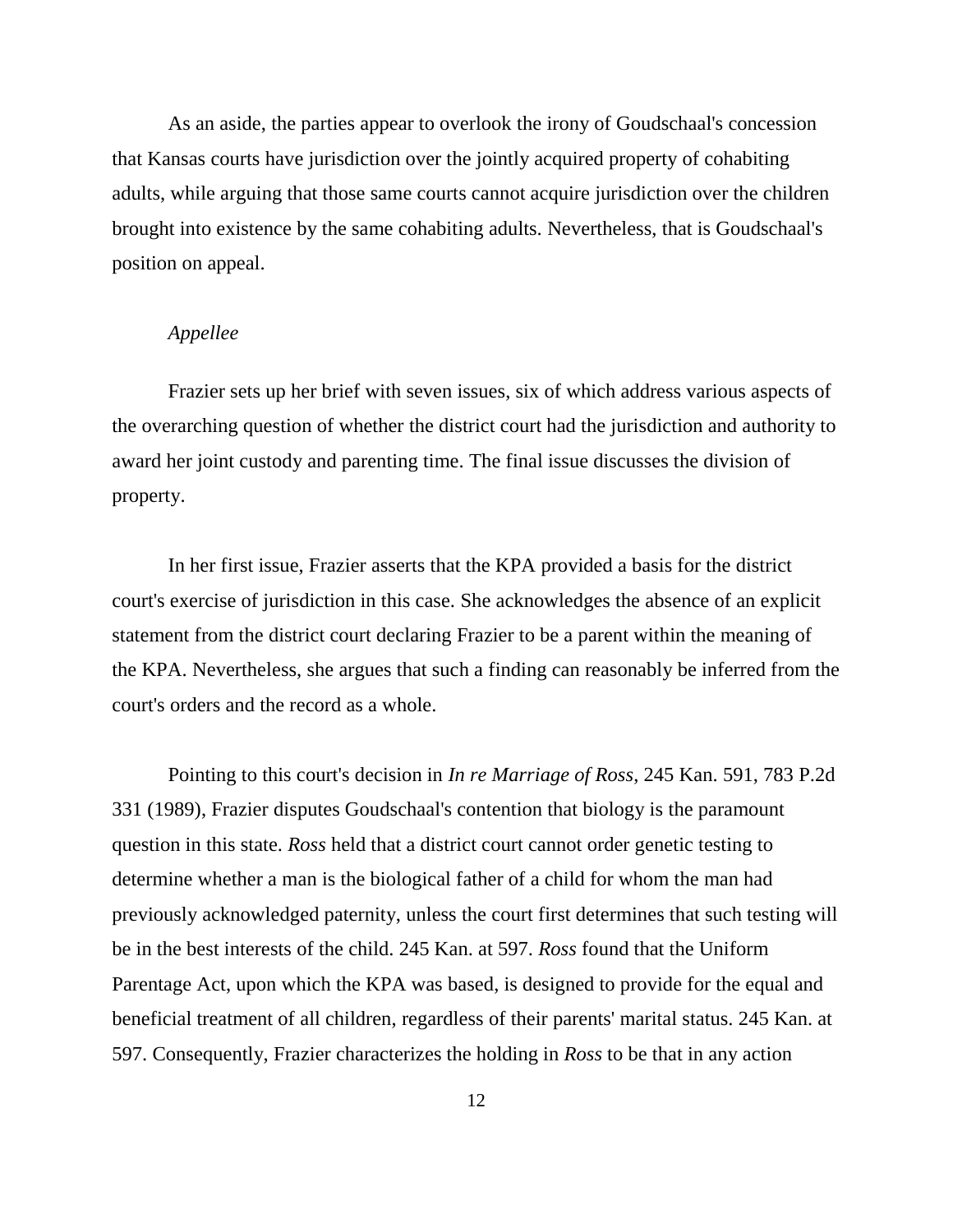As an aside, the parties appear to overlook the irony of Goudschaal's concession that Kansas courts have jurisdiction over the jointly acquired property of cohabiting adults, while arguing that those same courts cannot acquire jurisdiction over the children brought into existence by the same cohabiting adults. Nevertheless, that is Goudschaal's position on appeal.

*Appellee*

Frazier sets up her brief with seven issues, six of which address various aspects of the overarching question of whether the district court had the jurisdiction and authority to award her joint custody and parenting time. The final issue discusses the division of property.

In her first issue, Frazier asserts that the KPA provided a basis for the district court's exercise of jurisdiction in this case. She acknowledges the absence of an explicit statement from the district court declaring Frazier to be a parent within the meaning of the KPA. Nevertheless, she argues that such a finding can reasonably be inferred from the court's orders and the record as a whole.

Pointing to this court's decision in *In re Marriage of Ross*, 245 Kan. 591, 783 P.2d 331 (1989), Frazier disputes Goudschaal's contention that biology is the paramount question in this state. *Ross* held that a district court cannot order genetic testing to determine whether a man is the biological father of a child for whom the man had previously acknowledged paternity, unless the court first determines that such testing will be in the best interests of the child. 245 Kan. at 597. *Ross* found that the Uniform Parentage Act, upon which the KPA was based, is designed to provide for the equal and beneficial treatment of all children, regardless of their parents' marital status. 245 Kan. at 597. Consequently, Frazier characterizes the holding in *Ross* to be that in any action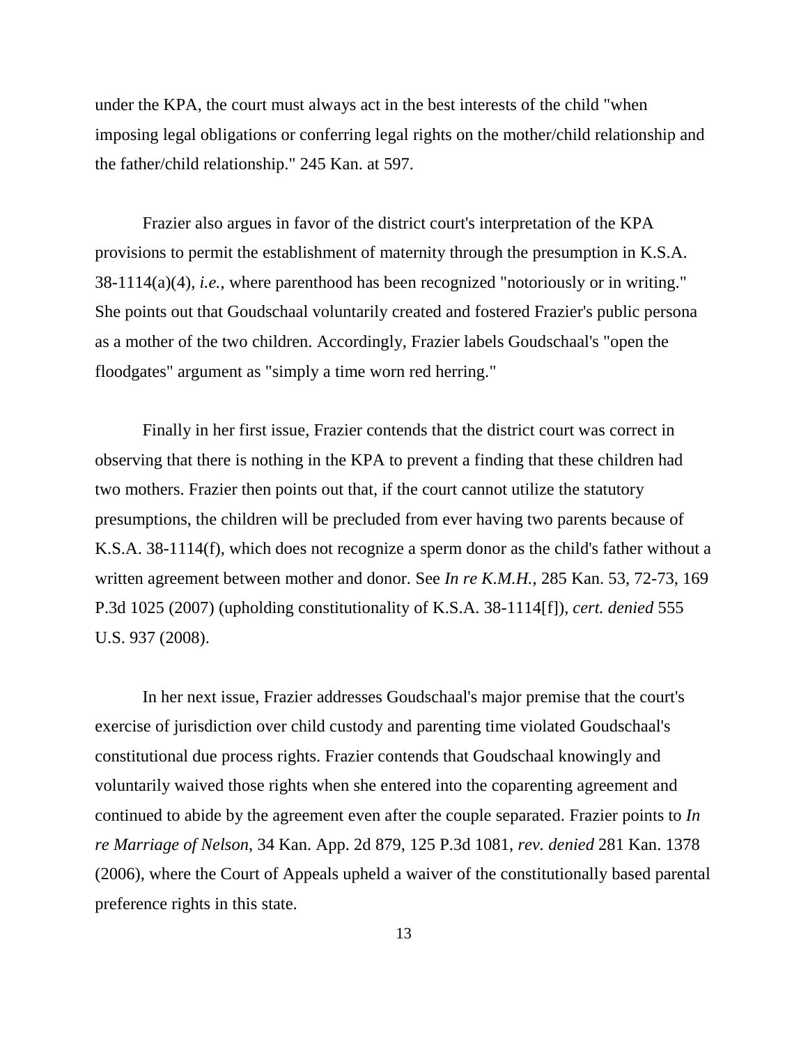under the KPA, the court must always act in the best interests of the child "when imposing legal obligations or conferring legal rights on the mother/child relationship and the father/child relationship." 245 Kan. at 597.

Frazier also argues in favor of the district court's interpretation of the KPA provisions to permit the establishment of maternity through the presumption in K.S.A. 38-1114(a)(4), *i.e.*, where parenthood has been recognized "notoriously or in writing." She points out that Goudschaal voluntarily created and fostered Frazier's public persona as a mother of the two children. Accordingly, Frazier labels Goudschaal's "open the floodgates" argument as "simply a time worn red herring."

Finally in her first issue, Frazier contends that the district court was correct in observing that there is nothing in the KPA to prevent a finding that these children had two mothers. Frazier then points out that, if the court cannot utilize the statutory presumptions, the children will be precluded from ever having two parents because of K.S.A. 38-1114(f), which does not recognize a sperm donor as the child's father without a written agreement between mother and donor. See *In re K.M.H.*, 285 Kan. 53, 72-73, 169 P.3d 1025 (2007) (upholding constitutionality of K.S.A. 38-1114[f]), *cert. denied* 555 U.S. 937 (2008).

In her next issue, Frazier addresses Goudschaal's major premise that the court's exercise of jurisdiction over child custody and parenting time violated Goudschaal's constitutional due process rights. Frazier contends that Goudschaal knowingly and voluntarily waived those rights when she entered into the coparenting agreement and continued to abide by the agreement even after the couple separated. Frazier points to *In re Marriage of Nelson*, 34 Kan. App. 2d 879, 125 P.3d 1081, *rev. denied* 281 Kan. 1378 (2006), where the Court of Appeals upheld a waiver of the constitutionally based parental preference rights in this state.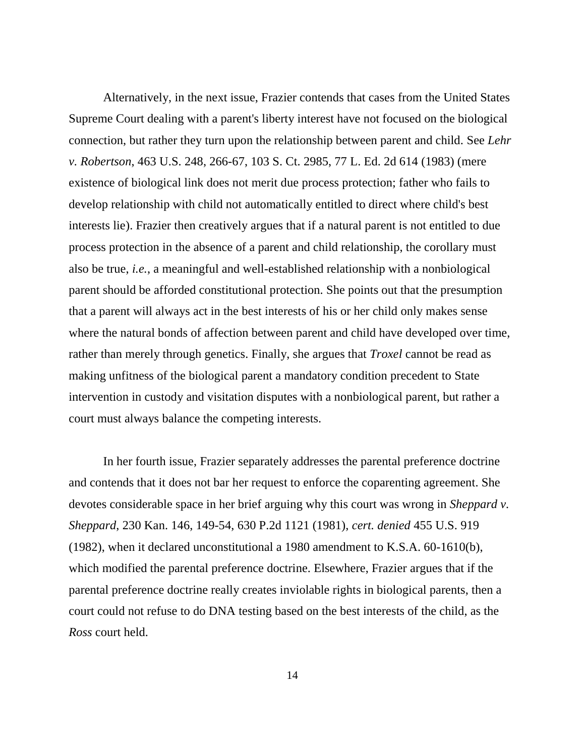Alternatively, in the next issue, Frazier contends that cases from the United States Supreme Court dealing with a parent's liberty interest have not focused on the biological connection, but rather they turn upon the relationship between parent and child. See *Lehr v. Robertson*, 463 U.S. 248, 266-67, 103 S. Ct. 2985, 77 L. Ed. 2d 614 (1983) (mere existence of biological link does not merit due process protection; father who fails to develop relationship with child not automatically entitled to direct where child's best interests lie). Frazier then creatively argues that if a natural parent is not entitled to due process protection in the absence of a parent and child relationship, the corollary must also be true, *i.e.*, a meaningful and well-established relationship with a nonbiological parent should be afforded constitutional protection. She points out that the presumption that a parent will always act in the best interests of his or her child only makes sense where the natural bonds of affection between parent and child have developed over time, rather than merely through genetics. Finally, she argues that *Troxel* cannot be read as making unfitness of the biological parent a mandatory condition precedent to State intervention in custody and visitation disputes with a nonbiological parent, but rather a court must always balance the competing interests.

In her fourth issue, Frazier separately addresses the parental preference doctrine and contends that it does not bar her request to enforce the coparenting agreement. She devotes considerable space in her brief arguing why this court was wrong in *Sheppard v. Sheppard*, 230 Kan. 146, 149-54, 630 P.2d 1121 (1981), *cert. denied* 455 U.S. 919 (1982), when it declared unconstitutional a 1980 amendment to K.S.A. 60-1610(b), which modified the parental preference doctrine. Elsewhere, Frazier argues that if the parental preference doctrine really creates inviolable rights in biological parents, then a court could not refuse to do DNA testing based on the best interests of the child, as the *Ross* court held.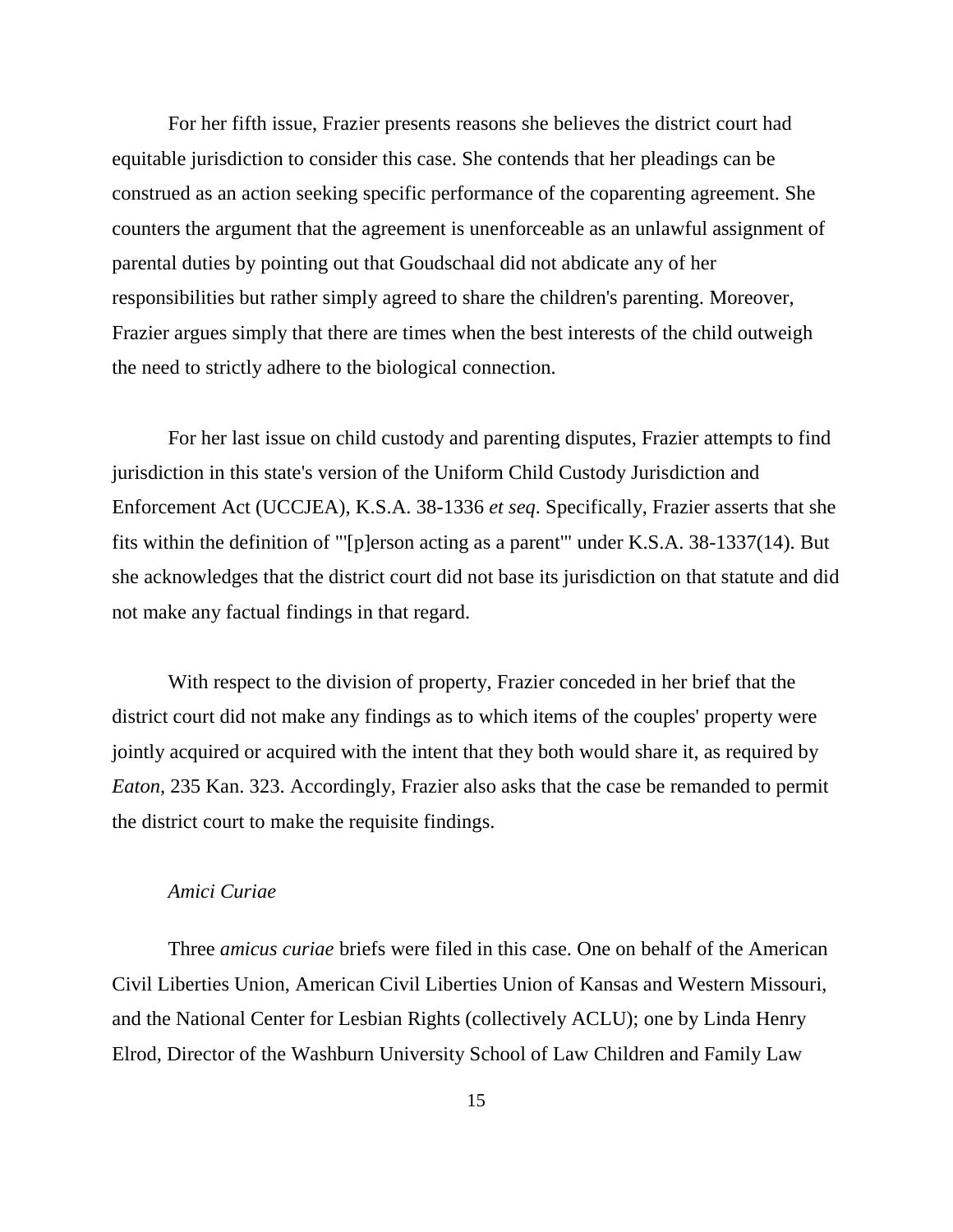For her fifth issue, Frazier presents reasons she believes the district court had equitable jurisdiction to consider this case. She contends that her pleadings can be construed as an action seeking specific performance of the coparenting agreement. She counters the argument that the agreement is unenforceable as an unlawful assignment of parental duties by pointing out that Goudschaal did not abdicate any of her responsibilities but rather simply agreed to share the children's parenting. Moreover, Frazier argues simply that there are times when the best interests of the child outweigh the need to strictly adhere to the biological connection.

For her last issue on child custody and parenting disputes, Frazier attempts to find jurisdiction in this state's version of the Uniform Child Custody Jurisdiction and Enforcement Act (UCCJEA), K.S.A. 38-1336 *et seq*. Specifically, Frazier asserts that she fits within the definition of "'[p]erson acting as a parent'" under K.S.A. 38-1337(14). But she acknowledges that the district court did not base its jurisdiction on that statute and did not make any factual findings in that regard.

With respect to the division of property, Frazier conceded in her brief that the district court did not make any findings as to which items of the couples' property were jointly acquired or acquired with the intent that they both would share it, as required by *Eaton*, 235 Kan. 323. Accordingly, Frazier also asks that the case be remanded to permit the district court to make the requisite findings.

*Amici Curiae*

Three *amicus curiae* briefs were filed in this case. One on behalf of the American Civil Liberties Union, American Civil Liberties Union of Kansas and Western Missouri, and the National Center for Lesbian Rights (collectively ACLU); one by Linda Henry Elrod, Director of the Washburn University School of Law Children and Family Law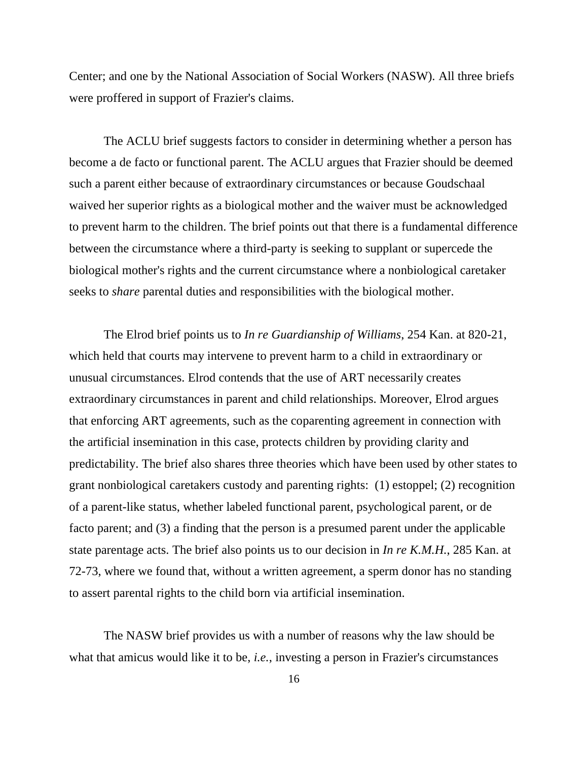Center; and one by the National Association of Social Workers (NASW). All three briefs were proffered in support of Frazier's claims.

The ACLU brief suggests factors to consider in determining whether a person has become a de facto or functional parent. The ACLU argues that Frazier should be deemed such a parent either because of extraordinary circumstances or because Goudschaal waived her superior rights as a biological mother and the waiver must be acknowledged to prevent harm to the children. The brief points out that there is a fundamental difference between the circumstance where a third-party is seeking to supplant or supercede the biological mother's rights and the current circumstance where a nonbiological caretaker seeks to *share* parental duties and responsibilities with the biological mother.

The Elrod brief points us to *In re Guardianship of Williams*, 254 Kan. at 820-21, which held that courts may intervene to prevent harm to a child in extraordinary or unusual circumstances. Elrod contends that the use of ART necessarily creates extraordinary circumstances in parent and child relationships. Moreover, Elrod argues that enforcing ART agreements, such as the coparenting agreement in connection with the artificial insemination in this case, protects children by providing clarity and predictability. The brief also shares three theories which have been used by other states to grant nonbiological caretakers custody and parenting rights: (1) estoppel; (2) recognition of a parent-like status, whether labeled functional parent, psychological parent, or de facto parent; and (3) a finding that the person is a presumed parent under the applicable state parentage acts. The brief also points us to our decision in *In re K.M.H.*, 285 Kan. at 72-73, where we found that, without a written agreement, a sperm donor has no standing to assert parental rights to the child born via artificial insemination.

The NASW brief provides us with a number of reasons why the law should be what that amicus would like it to be, *i.e.*, investing a person in Frazier's circumstances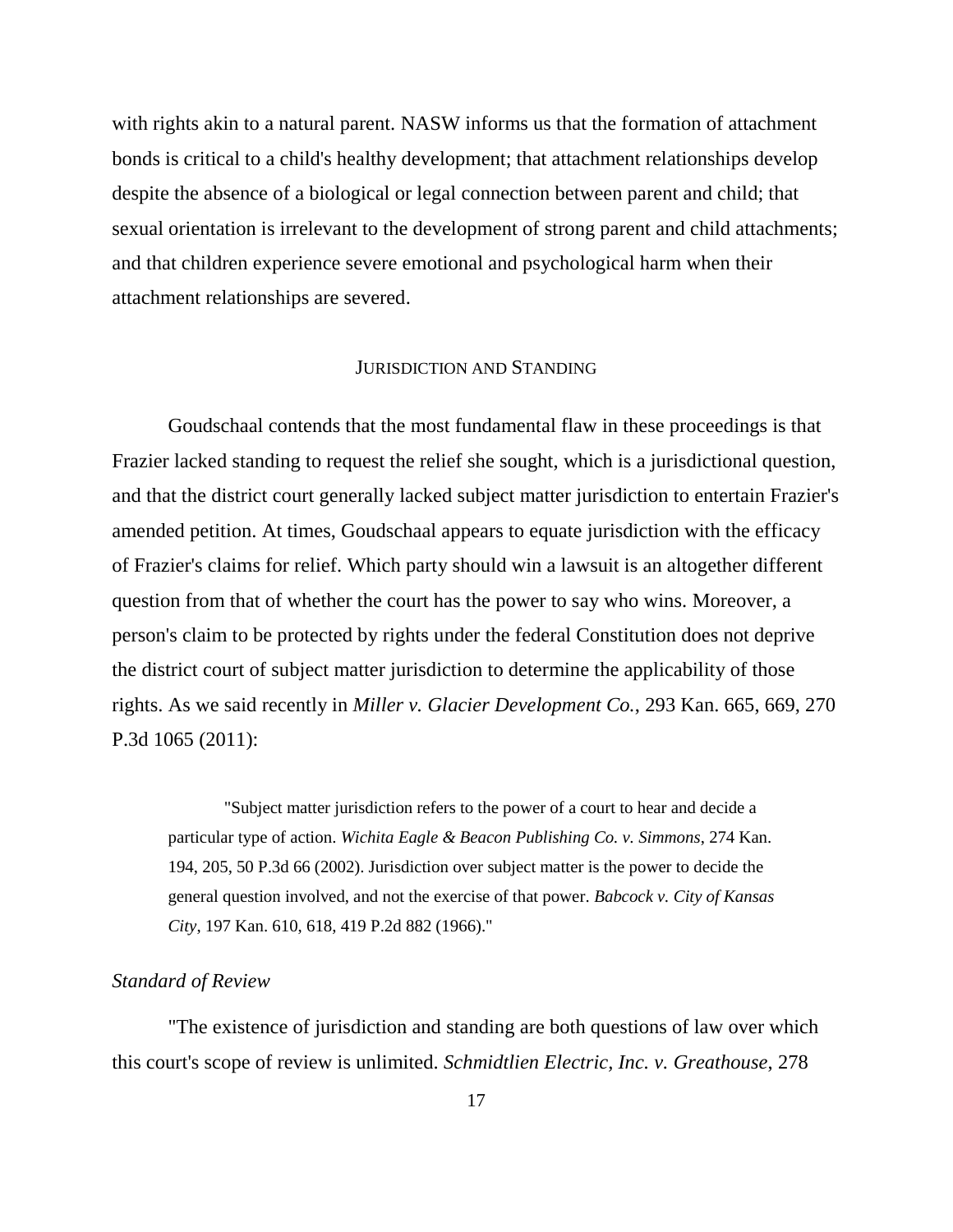with rights akin to a natural parent. NASW informs us that the formation of attachment bonds is critical to a child's healthy development; that attachment relationships develop despite the absence of a biological or legal connection between parent and child; that sexual orientation is irrelevant to the development of strong parent and child attachments; and that children experience severe emotional and psychological harm when their attachment relationships are severed.

## JURISDICTION AND STANDING

Goudschaal contends that the most fundamental flaw in these proceedings is that Frazier lacked standing to request the relief she sought, which is a jurisdictional question, and that the district court generally lacked subject matter jurisdiction to entertain Frazier's amended petition. At times, Goudschaal appears to equate jurisdiction with the efficacy of Frazier's claims for relief. Which party should win a lawsuit is an altogether different question from that of whether the court has the power to say who wins. Moreover, a person's claim to be protected by rights under the federal Constitution does not deprive the district court of subject matter jurisdiction to determine the applicability of those rights. As we said recently in *Miller v. Glacier Development Co.*, 293 Kan. 665, 669, 270 P.3d 1065 (2011):

> "Subject matter jurisdiction refers to the power of a court to hear and decide a particular type of action. *Wichita Eagle & Beacon Publishing Co. v. Simmons*, 274 Kan. 194, 205, 50 P.3d 66 (2002). Jurisdiction over subject matter is the power to decide the general question involved, and not the exercise of that power. *Babcock v. City of Kansas City*, 197 Kan. 610, 618, 419 P.2d 882 (1966)."

### *Standard of Review*

"The existence of jurisdiction and standing are both questions of law over which this court's scope of review is unlimited. *Schmidtlien Electric, Inc. v. Greathouse*, 278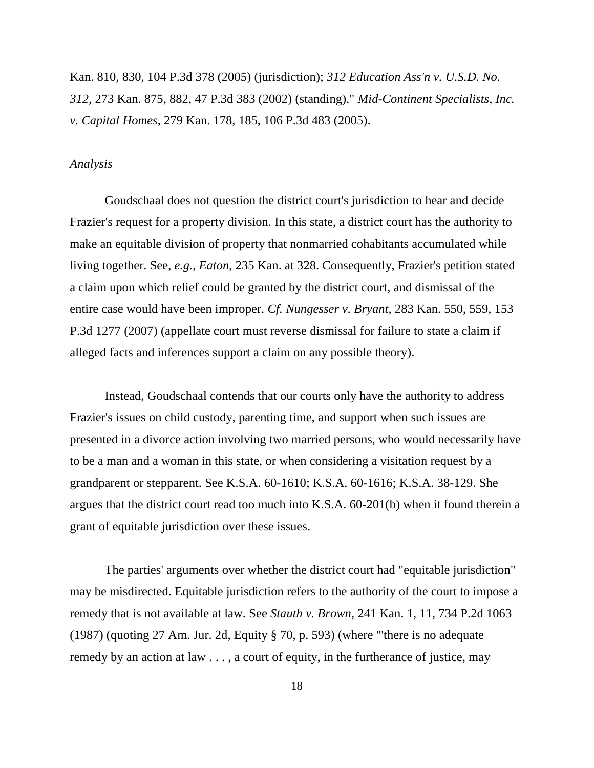Kan. 810, 830, 104 P.3d 378 (2005) (jurisdiction); *312 Education Ass'n v. U.S.D. No. 312*, 273 Kan. 875, 882, 47 P.3d 383 (2002) (standing)." *Mid-Continent Specialists, Inc. v. Capital Homes*, 279 Kan. 178, 185, 106 P.3d 483 (2005).

*Analysis*

Goudschaal does not question the district court's jurisdiction to hear and decide Frazier's request for a property division. In this state, a district court has the authority to make an equitable division of property that nonmarried cohabitants accumulated while living together. See, *e.g.*, *Eaton*, 235 Kan. at 328. Consequently, Frazier's petition stated a claim upon which relief could be granted by the district court, and dismissal of the entire case would have been improper. *Cf. Nungesser v. Bryant*, 283 Kan. 550, 559, 153 P.3d 1277 (2007) (appellate court must reverse dismissal for failure to state a claim if alleged facts and inferences support a claim on any possible theory).

Instead, Goudschaal contends that our courts only have the authority to address Frazier's issues on child custody, parenting time, and support when such issues are presented in a divorce action involving two married persons, who would necessarily have to be a man and a woman in this state, or when considering a visitation request by a grandparent or stepparent. See K.S.A. 60-1610; K.S.A. 60-1616; K.S.A. 38-129. She argues that the district court read too much into K.S.A. 60-201(b) when it found therein a grant of equitable jurisdiction over these issues.

The parties' arguments over whether the district court had "equitable jurisdiction" may be misdirected. Equitable jurisdiction refers to the authority of the court to impose a remedy that is not available at law. See *Stauth v. Brown*, 241 Kan. 1, 11, 734 P.2d 1063 (1987) (quoting 27 Am. Jur. 2d, Equity § 70, p. 593) (where "'there is no adequate remedy by an action at law . . . , a court of equity, in the furtherance of justice, may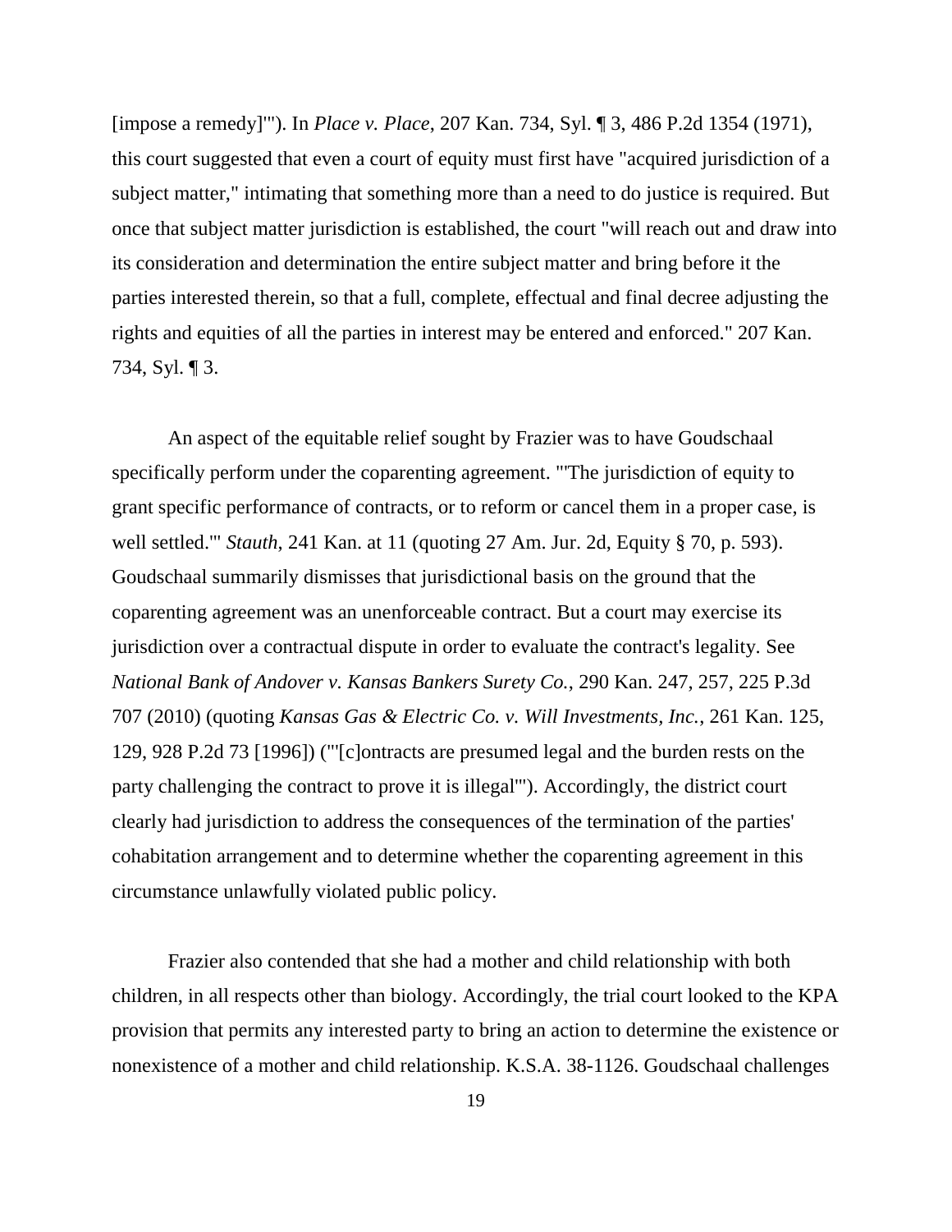[impose a remedy]'"). In *Place v. Place*, 207 Kan. 734, Syl. ¶ 3, 486 P.2d 1354 (1971), this court suggested that even a court of equity must first have "acquired jurisdiction of a subject matter," intimating that something more than a need to do justice is required. But once that subject matter jurisdiction is established, the court "will reach out and draw into its consideration and determination the entire subject matter and bring before it the parties interested therein, so that a full, complete, effectual and final decree adjusting the rights and equities of all the parties in interest may be entered and enforced." 207 Kan. 734, Syl. ¶ 3.

An aspect of the equitable relief sought by Frazier was to have Goudschaal specifically perform under the coparenting agreement. "'The jurisdiction of equity to grant specific performance of contracts, or to reform or cancel them in a proper case, is well settled.'" *Stauth*, 241 Kan. at 11 (quoting 27 Am. Jur. 2d, Equity § 70, p. 593). Goudschaal summarily dismisses that jurisdictional basis on the ground that the coparenting agreement was an unenforceable contract. But a court may exercise its jurisdiction over a contractual dispute in order to evaluate the contract's legality. See *National Bank of Andover v. Kansas Bankers Surety Co.*, 290 Kan. 247, 257, 225 P.3d 707 (2010) (quoting *Kansas Gas & Electric Co. v. Will Investments, Inc.*, 261 Kan. 125, 129, 928 P.2d 73 [1996]) ("'[c]ontracts are presumed legal and the burden rests on the party challenging the contract to prove it is illegal'"). Accordingly, the district court clearly had jurisdiction to address the consequences of the termination of the parties' cohabitation arrangement and to determine whether the coparenting agreement in this circumstance unlawfully violated public policy.

Frazier also contended that she had a mother and child relationship with both children, in all respects other than biology. Accordingly, the trial court looked to the KPA provision that permits any interested party to bring an action to determine the existence or nonexistence of a mother and child relationship. K.S.A. 38-1126. Goudschaal challenges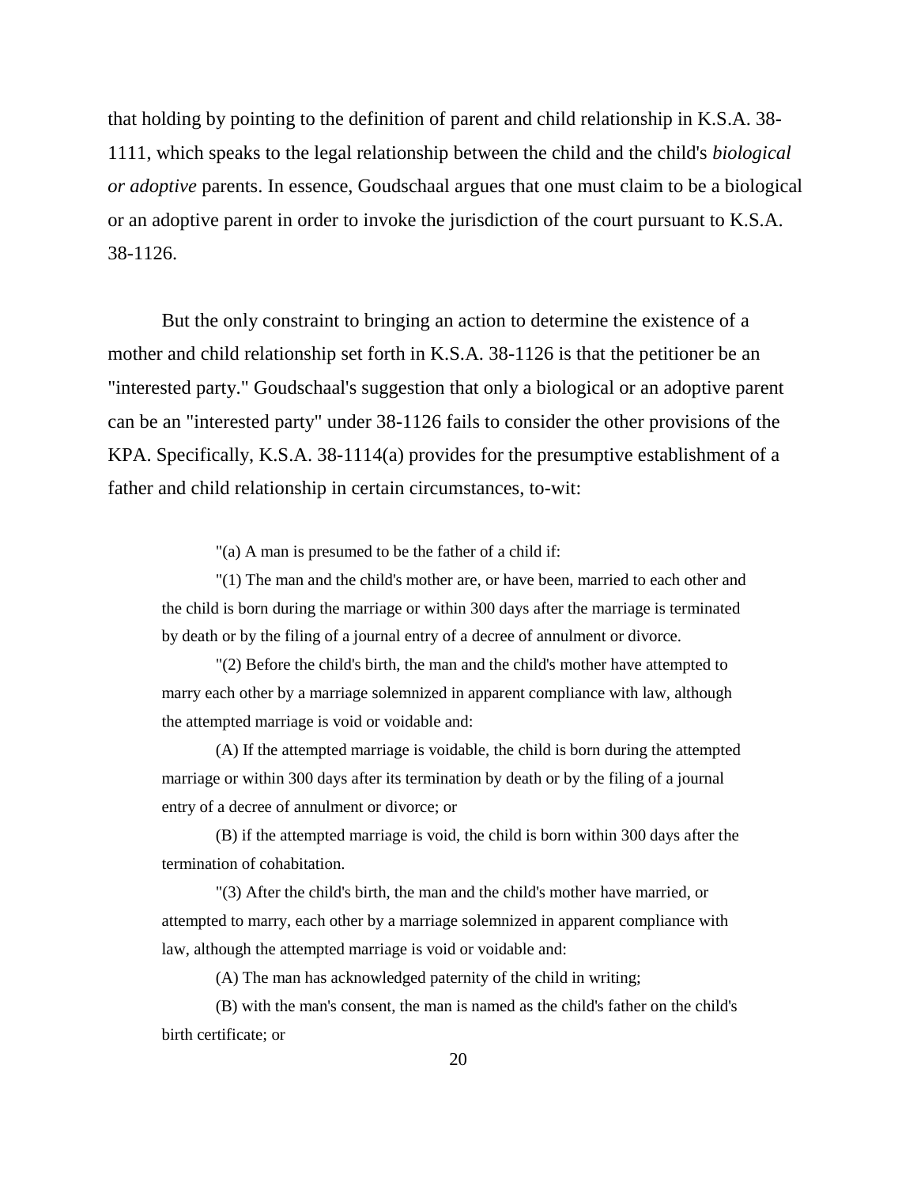that holding by pointing to the definition of parent and child relationship in K.S.A. 38-1111, which speaks to the legal relationship between the child and the child's *biological or adoptive* parents. In essence, Goudschaal argues that one must claim to be a biological or an adoptive parent in order to invoke the jurisdiction of the court pursuant to K.S.A. 38-1126.

But the only constraint to bringing an action to determine the existence of a mother and child relationship set forth in K.S.A. 38-1126 is that the petitioner be an "interested party." Goudschaal's suggestion that only a biological or an adoptive parent can be an "interested party" under 38-1126 fails to consider the other provisions of the KPA. Specifically, K.S.A. 38-1114(a) provides for the presumptive establishment of a father and child relationship in certain circumstances, to-wit:

> "(a) A man is presumed to be the father of a child if:
>
> "(1) The man and the child's mother are, or have been, married to each other and the child is born during the marriage or within 300 days after the marriage is terminated by death or by the filing of a journal entry of a decree of annulment or divorce.
>
> "(2) Before the child's birth, the man and the child's mother have attempted to marry each other by a marriage solemnized in apparent compliance with law, although the attempted marriage is void or voidable and:
>
> (A) If the attempted marriage is voidable, the child is born during the attempted marriage or within 300 days after its termination by death or by the filing of a journal entry of a decree of annulment or divorce; or
>
> (B) if the attempted marriage is void, the child is born within 300 days after the termination of cohabitation.
>
> "(3) After the child's birth, the man and the child's mother have married, or attempted to marry, each other by a marriage solemnized in apparent compliance with law, although the attempted marriage is void or voidable and:
>
> (A) The man has acknowledged paternity of the child in writing;
>
> (B) with the man's consent, the man is named as the child's father on the child's birth certificate; or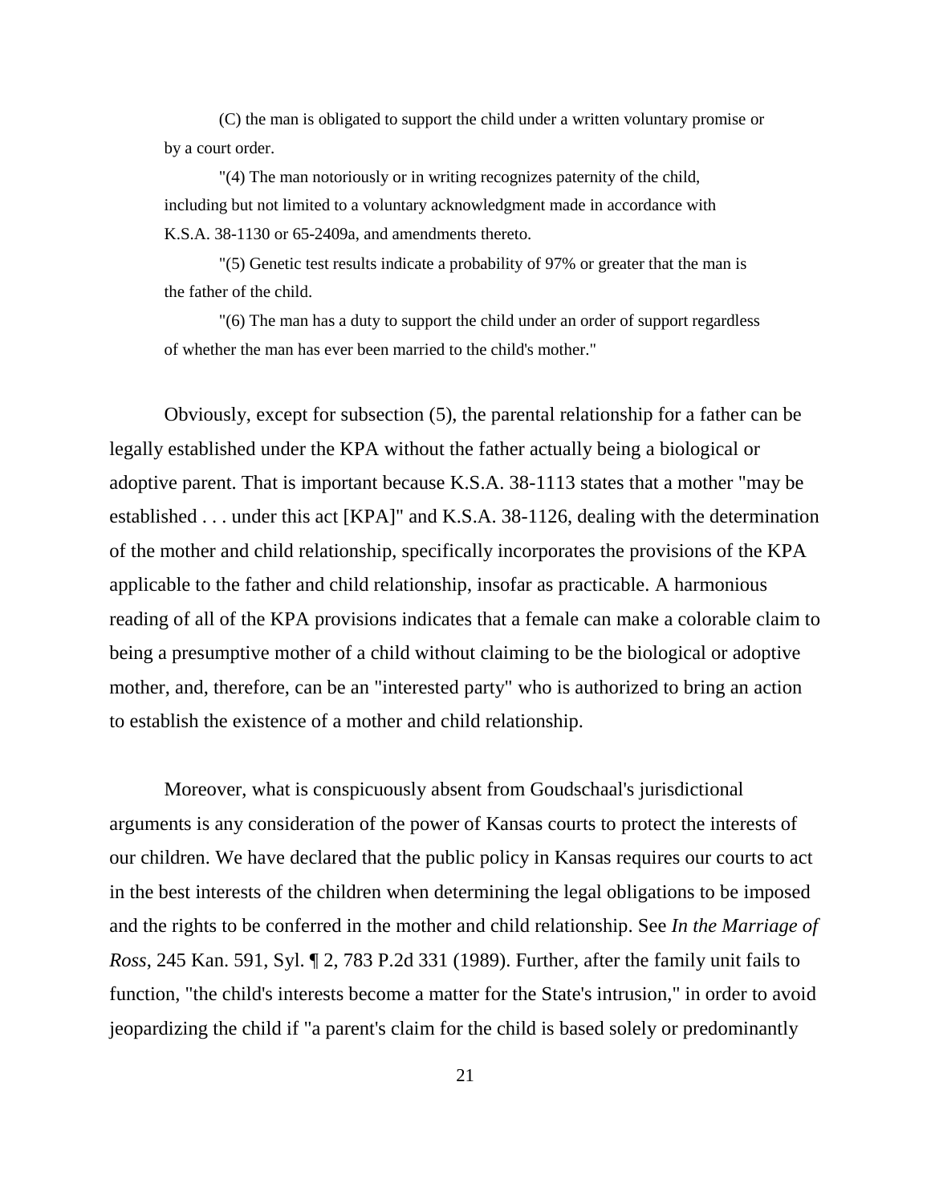(C) the man is obligated to support the child under a written voluntary promise or by a court order.

"(4) The man notoriously or in writing recognizes paternity of the child, including but not limited to a voluntary acknowledgment made in accordance with K.S.A. 38-1130 or 65-2409a, and amendments thereto.

"(5) Genetic test results indicate a probability of 97% or greater that the man is the father of the child.

"(6) The man has a duty to support the child under an order of support regardless of whether the man has ever been married to the child's mother."

Obviously, except for subsection (5), the parental relationship for a father can be legally established under the KPA without the father actually being a biological or adoptive parent. That is important because K.S.A. 38-1113 states that a mother "may be established . . . under this act [KPA]" and K.S.A. 38-1126, dealing with the determination of the mother and child relationship, specifically incorporates the provisions of the KPA applicable to the father and child relationship, insofar as practicable. A harmonious reading of all of the KPA provisions indicates that a female can make a colorable claim to being a presumptive mother of a child without claiming to be the biological or adoptive mother, and, therefore, can be an "interested party" who is authorized to bring an action to establish the existence of a mother and child relationship.

Moreover, what is conspicuously absent from Goudschaal's jurisdictional arguments is any consideration of the power of Kansas courts to protect the interests of our children. We have declared that the public policy in Kansas requires our courts to act in the best interests of the children when determining the legal obligations to be imposed and the rights to be conferred in the mother and child relationship. See *In the Marriage of Ross*, 245 Kan. 591, Syl. ¶ 2, 783 P.2d 331 (1989). Further, after the family unit fails to function, "the child's interests become a matter for the State's intrusion," in order to avoid jeopardizing the child if "a parent's claim for the child is based solely or predominantly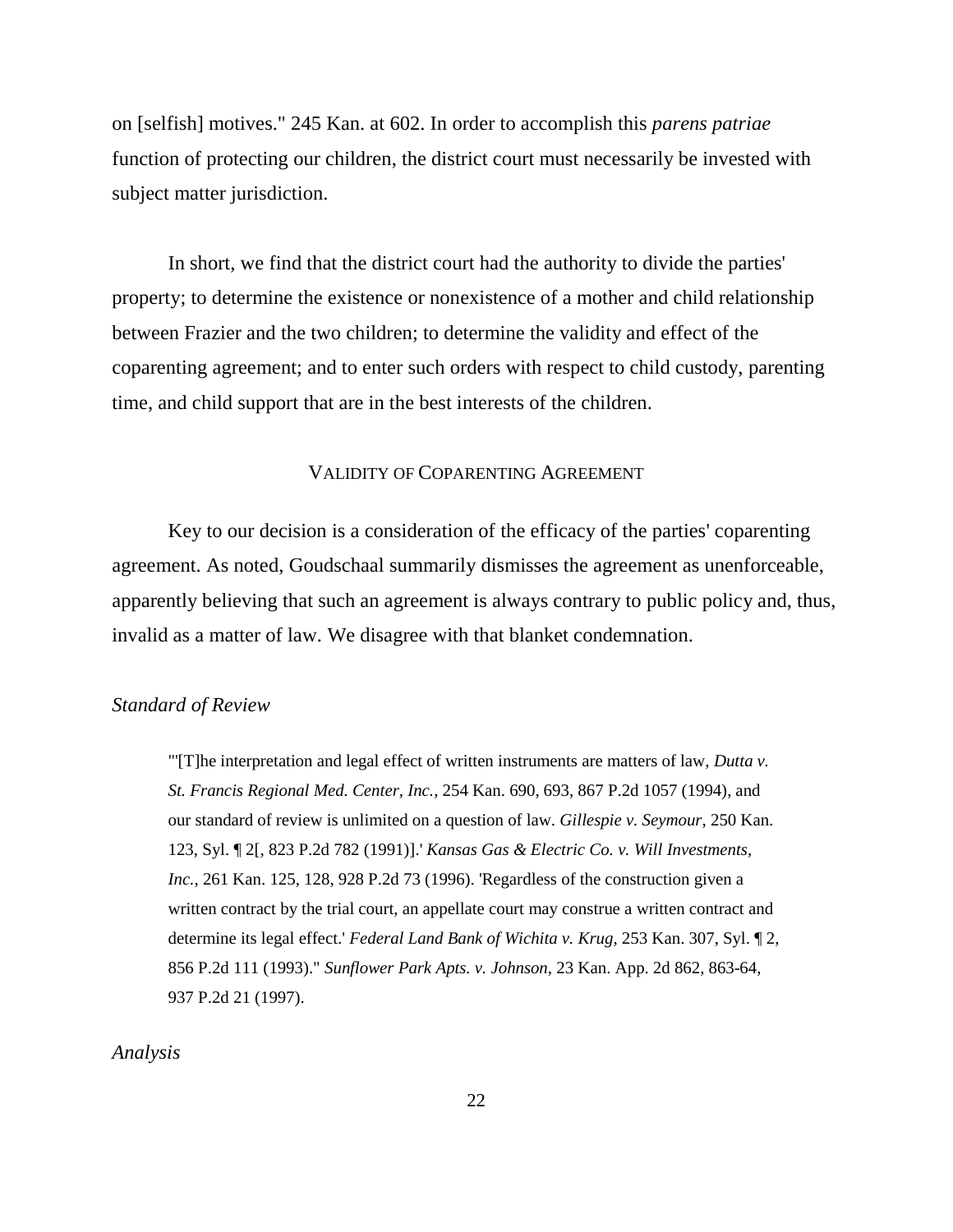on [selfish] motives." 245 Kan. at 602. In order to accomplish this *parens patriae* function of protecting our children, the district court must necessarily be invested with subject matter jurisdiction.

In short, we find that the district court had the authority to divide the parties' property; to determine the existence or nonexistence of a mother and child relationship between Frazier and the two children; to determine the validity and effect of the coparenting agreement; and to enter such orders with respect to child custody, parenting time, and child support that are in the best interests of the children.

## VALIDITY OF COPARENTING AGREEMENT

Key to our decision is a consideration of the efficacy of the parties' coparenting agreement. As noted, Goudschaal summarily dismisses the agreement as unenforceable, apparently believing that such an agreement is always contrary to public policy and, thus, invalid as a matter of law. We disagree with that blanket condemnation.

### *Standard of Review*

> "'[T]he interpretation and legal effect of written instruments are matters of law, *Dutta v. St. Francis Regional Med. Center, Inc.*, 254 Kan. 690, 693, 867 P.2d 1057 (1994), and our standard of review is unlimited on a question of law. *Gillespie v. Seymour*, 250 Kan. 123, Syl. ¶ 2[, 823 P.2d 782 (1991)].' *Kansas Gas & Electric Co. v. Will Investments, Inc.*, 261 Kan. 125, 128, 928 P.2d 73 (1996). 'Regardless of the construction given a written contract by the trial court, an appellate court may construe a written contract and determine its legal effect.' *Federal Land Bank of Wichita v. Krug*, 253 Kan. 307, Syl. ¶ 2, 856 P.2d 111 (1993)." *Sunflower Park Apts. v. Johnson*, 23 Kan. App. 2d 862, 863-64, 937 P.2d 21 (1997).

### *Analysis*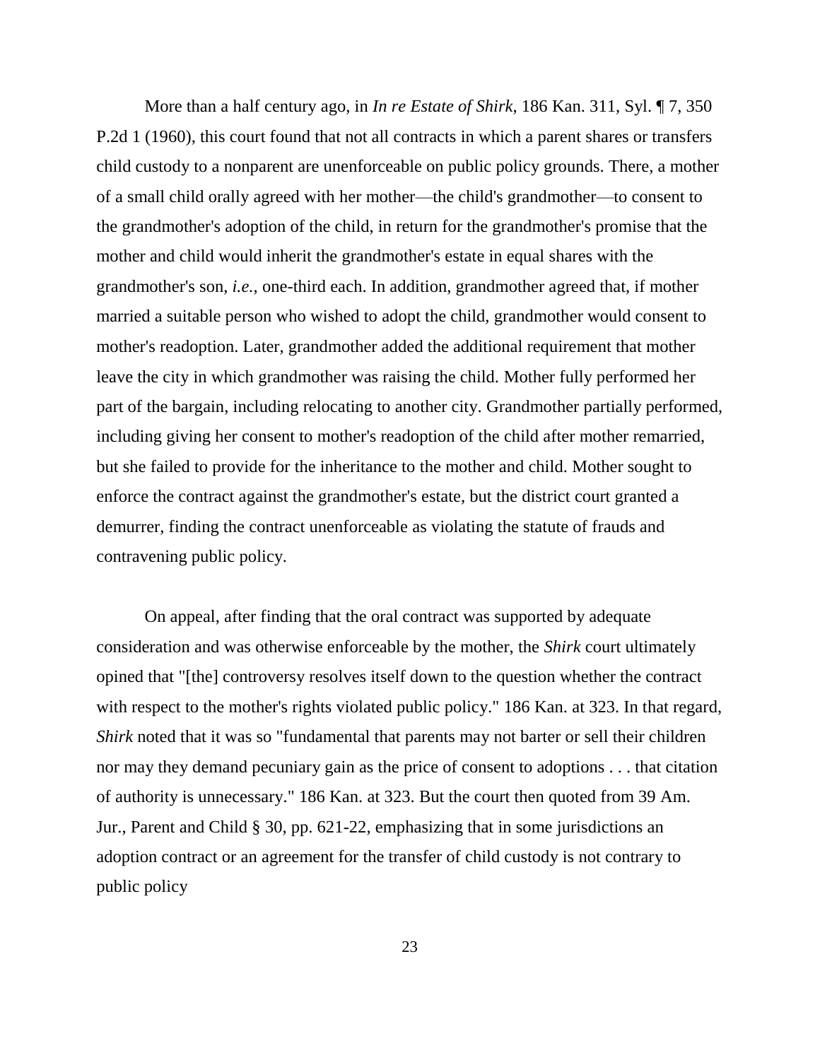More than a half century ago, in *In re Estate of Shirk*, 186 Kan. 311, Syl. ¶ 7, 350 P.2d 1 (1960), this court found that not all contracts in which a parent shares or transfers child custody to a nonparent are unenforceable on public policy grounds. There, a mother of a small child orally agreed with her mother—the child's grandmother—to consent to the grandmother's adoption of the child, in return for the grandmother's promise that the mother and child would inherit the grandmother's estate in equal shares with the grandmother's son, *i.e.*, one-third each. In addition, grandmother agreed that, if mother married a suitable person who wished to adopt the child, grandmother would consent to mother's readoption. Later, grandmother added the additional requirement that mother leave the city in which grandmother was raising the child. Mother fully performed her part of the bargain, including relocating to another city. Grandmother partially performed, including giving her consent to mother's readoption of the child after mother remarried, but she failed to provide for the inheritance to the mother and child. Mother sought to enforce the contract against the grandmother's estate, but the district court granted a demurrer, finding the contract unenforceable as violating the statute of frauds and contravening public policy.

On appeal, after finding that the oral contract was supported by adequate consideration and was otherwise enforceable by the mother, the *Shirk* court ultimately opined that "[the] controversy resolves itself down to the question whether the contract with respect to the mother's rights violated public policy." 186 Kan. at 323. In that regard, *Shirk* noted that it was so "fundamental that parents may not barter or sell their children nor may they demand pecuniary gain as the price of consent to adoptions . . . that citation of authority is unnecessary." 186 Kan. at 323. But the court then quoted from 39 Am. Jur., Parent and Child § 30, pp. 621-22, emphasizing that in some jurisdictions an adoption contract or an agreement for the transfer of child custody is not contrary to public policy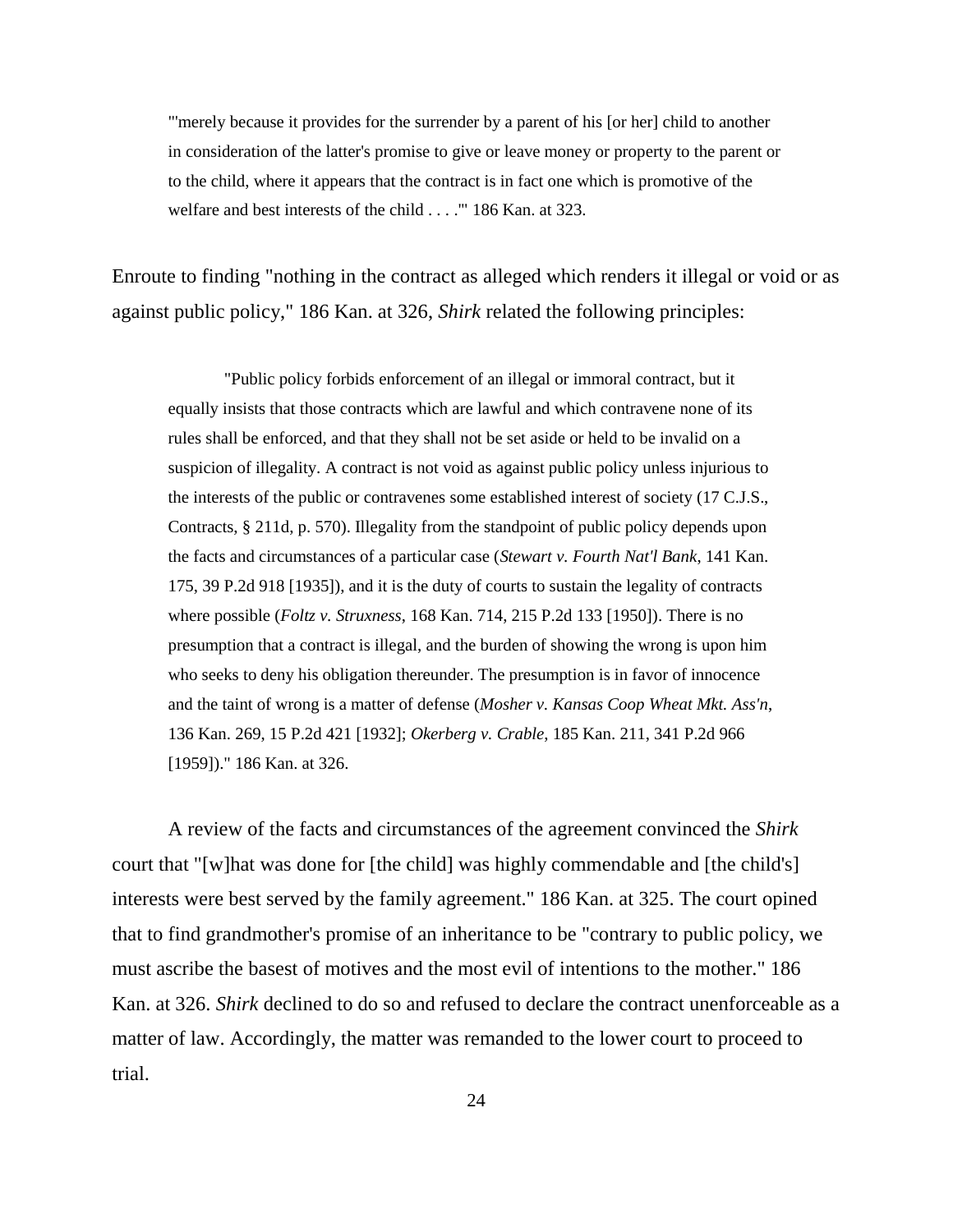> "'merely because it provides for the surrender by a parent of his [or her] child to another in consideration of the latter's promise to give or leave money or property to the parent or to the child, where it appears that the contract is in fact one which is promotive of the welfare and best interests of the child . . . .'" 186 Kan. at 323.

Enroute to finding "nothing in the contract as alleged which renders it illegal or void or as against public policy," 186 Kan. at 326, *Shirk* related the following principles:

> "Public policy forbids enforcement of an illegal or immoral contract, but it equally insists that those contracts which are lawful and which contravene none of its rules shall be enforced, and that they shall not be set aside or held to be invalid on a suspicion of illegality. A contract is not void as against public policy unless injurious to the interests of the public or contravenes some established interest of society (17 C.J.S., Contracts, § 211d, p. 570). Illegality from the standpoint of public policy depends upon the facts and circumstances of a particular case (*Stewart v. Fourth Nat'l Bank*, 141 Kan. 175, 39 P.2d 918 [1935]), and it is the duty of courts to sustain the legality of contracts where possible (*Foltz v. Struxness*, 168 Kan. 714, 215 P.2d 133 [1950]). There is no presumption that a contract is illegal, and the burden of showing the wrong is upon him who seeks to deny his obligation thereunder. The presumption is in favor of innocence and the taint of wrong is a matter of defense (*Mosher v. Kansas Coop Wheat Mkt. Ass'n*, 136 Kan. 269, 15 P.2d 421 [1932]; *Okerberg v. Crable*, 185 Kan. 211, 341 P.2d 966 [1959])." 186 Kan. at 326.

A review of the facts and circumstances of the agreement convinced the *Shirk* court that "[w]hat was done for [the child] was highly commendable and [the child's] interests were best served by the family agreement." 186 Kan. at 325. The court opined that to find grandmother's promise of an inheritance to be "contrary to public policy, we must ascribe the basest of motives and the most evil of intentions to the mother." 186 Kan. at 326. *Shirk* declined to do so and refused to declare the contract unenforceable as a matter of law. Accordingly, the matter was remanded to the lower court to proceed to trial.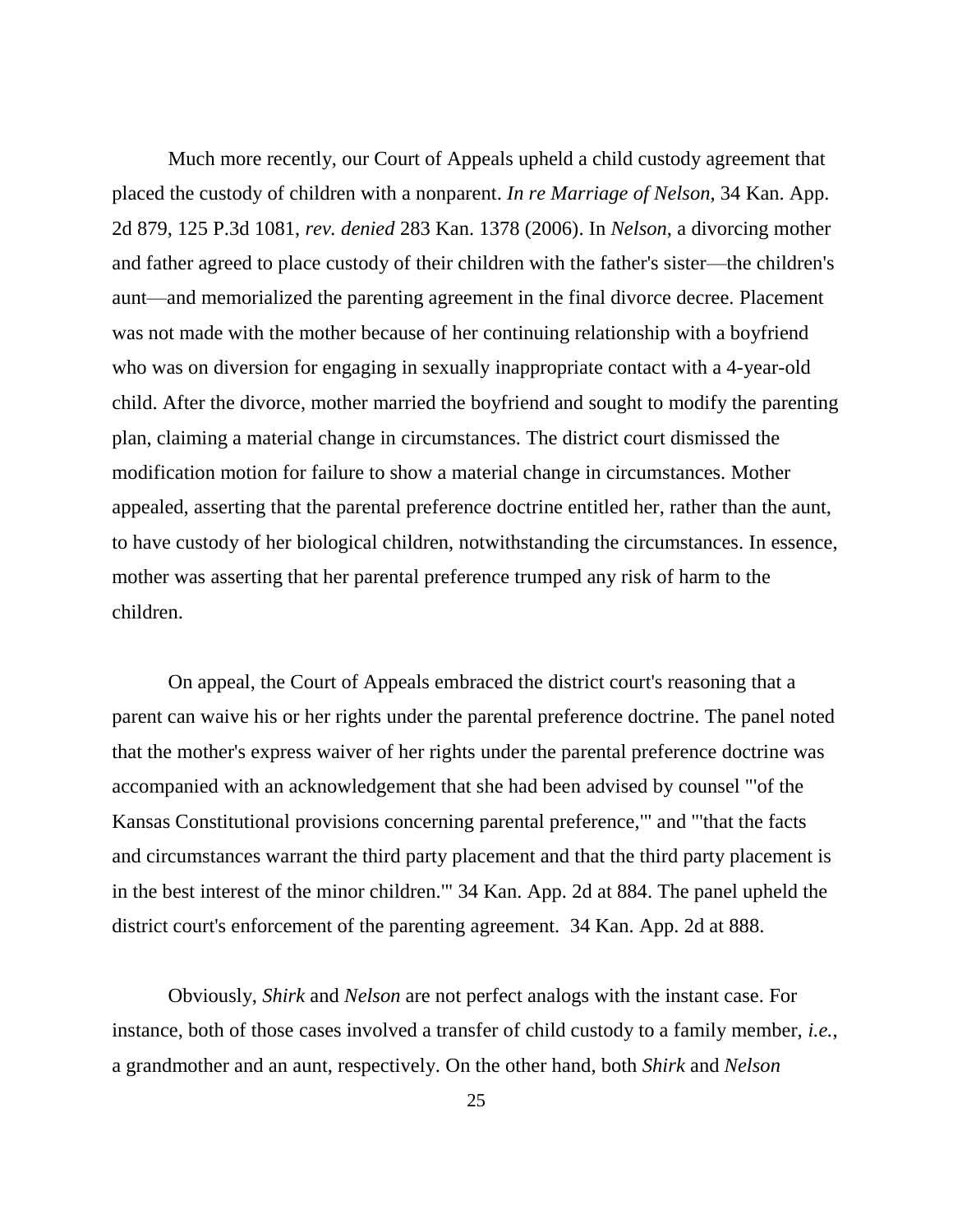Much more recently, our Court of Appeals upheld a child custody agreement that placed the custody of children with a nonparent. *In re Marriage of Nelson*, 34 Kan. App. 2d 879, 125 P.3d 1081, *rev. denied* 283 Kan. 1378 (2006). In *Nelson*, a divorcing mother and father agreed to place custody of their children with the father's sister—the children's aunt—and memorialized the parenting agreement in the final divorce decree. Placement was not made with the mother because of her continuing relationship with a boyfriend who was on diversion for engaging in sexually inappropriate contact with a 4-year-old child. After the divorce, mother married the boyfriend and sought to modify the parenting plan, claiming a material change in circumstances. The district court dismissed the modification motion for failure to show a material change in circumstances. Mother appealed, asserting that the parental preference doctrine entitled her, rather than the aunt, to have custody of her biological children, notwithstanding the circumstances. In essence, mother was asserting that her parental preference trumped any risk of harm to the children.

On appeal, the Court of Appeals embraced the district court's reasoning that a parent can waive his or her rights under the parental preference doctrine. The panel noted that the mother's express waiver of her rights under the parental preference doctrine was accompanied with an acknowledgement that she had been advised by counsel "'of the Kansas Constitutional provisions concerning parental preference,'" and "'that the facts and circumstances warrant the third party placement and that the third party placement is in the best interest of the minor children.'" 34 Kan. App. 2d at 884. The panel upheld the district court's enforcement of the parenting agreement. 34 Kan. App. 2d at 888.

Obviously, *Shirk* and *Nelson* are not perfect analogs with the instant case. For instance, both of those cases involved a transfer of child custody to a family member, *i.e.*, a grandmother and an aunt, respectively. On the other hand, both *Shirk* and *Nelson*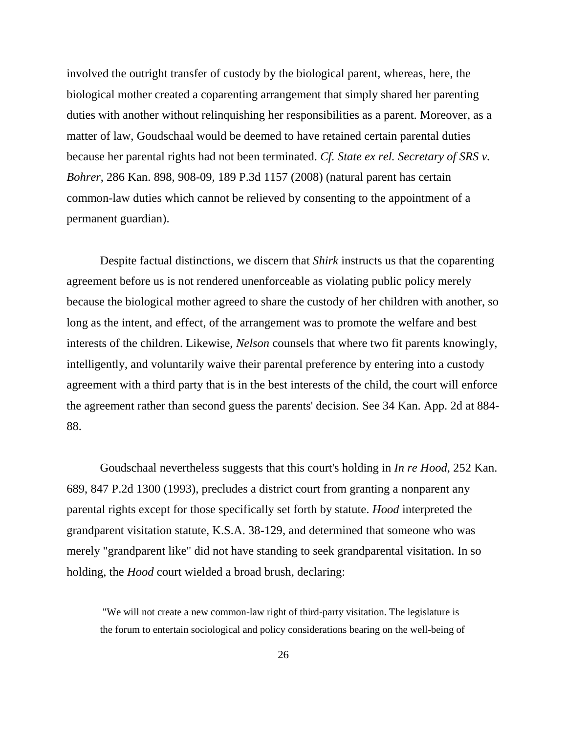involved the outright transfer of custody by the biological parent, whereas, here, the biological mother created a coparenting arrangement that simply shared her parenting duties with another without relinquishing her responsibilities as a parent. Moreover, as a matter of law, Goudschaal would be deemed to have retained certain parental duties because her parental rights had not been terminated. *Cf. State ex rel. Secretary of SRS v. Bohrer*, 286 Kan. 898, 908-09, 189 P.3d 1157 (2008) (natural parent has certain common-law duties which cannot be relieved by consenting to the appointment of a permanent guardian).

Despite factual distinctions, we discern that *Shirk* instructs us that the coparenting agreement before us is not rendered unenforceable as violating public policy merely because the biological mother agreed to share the custody of her children with another, so long as the intent, and effect, of the arrangement was to promote the welfare and best interests of the children. Likewise, *Nelson* counsels that where two fit parents knowingly, intelligently, and voluntarily waive their parental preference by entering into a custody agreement with a third party that is in the best interests of the child, the court will enforce the agreement rather than second guess the parents' decision. See 34 Kan. App. 2d at 884-88.

Goudschaal nevertheless suggests that this court's holding in *In re Hood*, 252 Kan. 689, 847 P.2d 1300 (1993), precludes a district court from granting a nonparent any parental rights except for those specifically set forth by statute. *Hood* interpreted the grandparent visitation statute, K.S.A. 38-129, and determined that someone who was merely "grandparent like" did not have standing to seek grandparental visitation. In so holding, the *Hood* court wielded a broad brush, declaring:

> "We will not create a new common-law right of third-party visitation. The legislature is the forum to entertain sociological and policy considerations bearing on the well-being of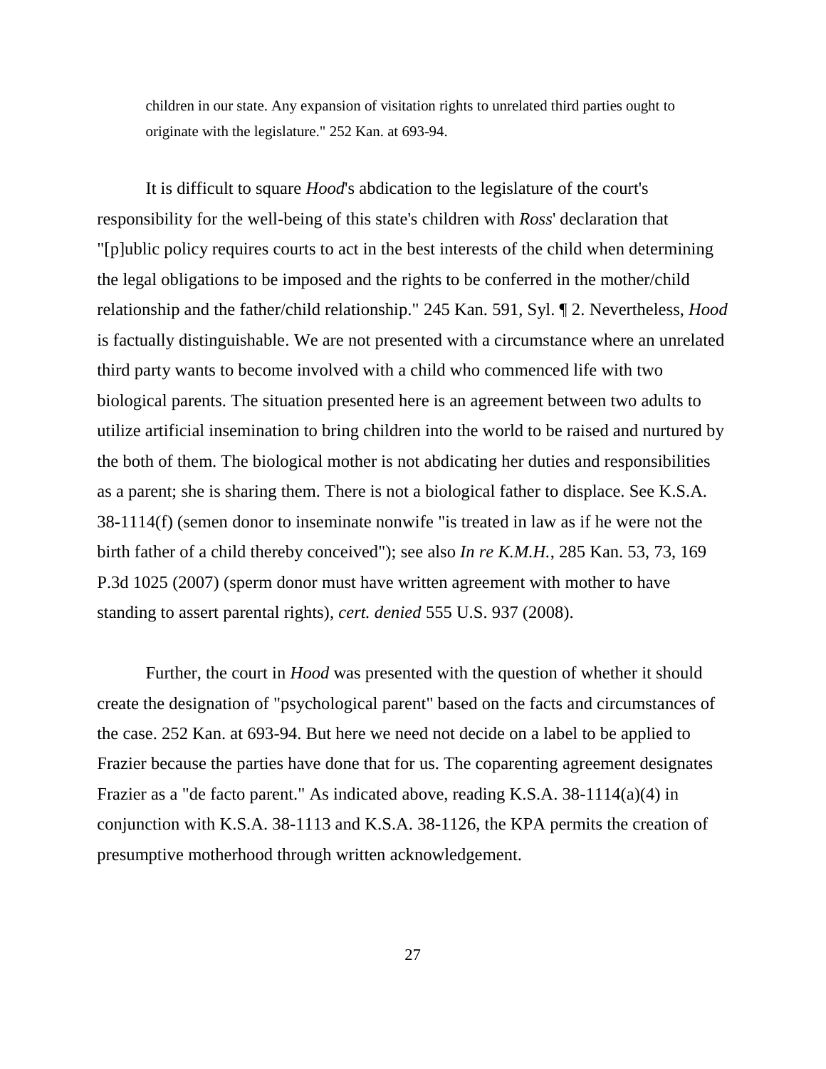> children in our state. Any expansion of visitation rights to unrelated third parties ought to originate with the legislature." 252 Kan. at 693-94.

It is difficult to square *Hood*'s abdication to the legislature of the court's responsibility for the well-being of this state's children with *Ross*' declaration that "[p]ublic policy requires courts to act in the best interests of the child when determining the legal obligations to be imposed and the rights to be conferred in the mother/child relationship and the father/child relationship." 245 Kan. 591, Syl. ¶ 2. Nevertheless, *Hood* is factually distinguishable. We are not presented with a circumstance where an unrelated third party wants to become involved with a child who commenced life with two biological parents. The situation presented here is an agreement between two adults to utilize artificial insemination to bring children into the world to be raised and nurtured by the both of them. The biological mother is not abdicating her duties and responsibilities as a parent; she is sharing them. There is not a biological father to displace. See K.S.A. 38-1114(f) (semen donor to inseminate nonwife "is treated in law as if he were not the birth father of a child thereby conceived"); see also *In re K.M.H.*, 285 Kan. 53, 73, 169 P.3d 1025 (2007) (sperm donor must have written agreement with mother to have standing to assert parental rights), *cert. denied* 555 U.S. 937 (2008).

Further, the court in *Hood* was presented with the question of whether it should create the designation of "psychological parent" based on the facts and circumstances of the case. 252 Kan. at 693-94. But here we need not decide on a label to be applied to Frazier because the parties have done that for us. The coparenting agreement designates Frazier as a "de facto parent." As indicated above, reading K.S.A. 38-1114(a)(4) in conjunction with K.S.A. 38-1113 and K.S.A. 38-1126, the KPA permits the creation of presumptive motherhood through written acknowledgement.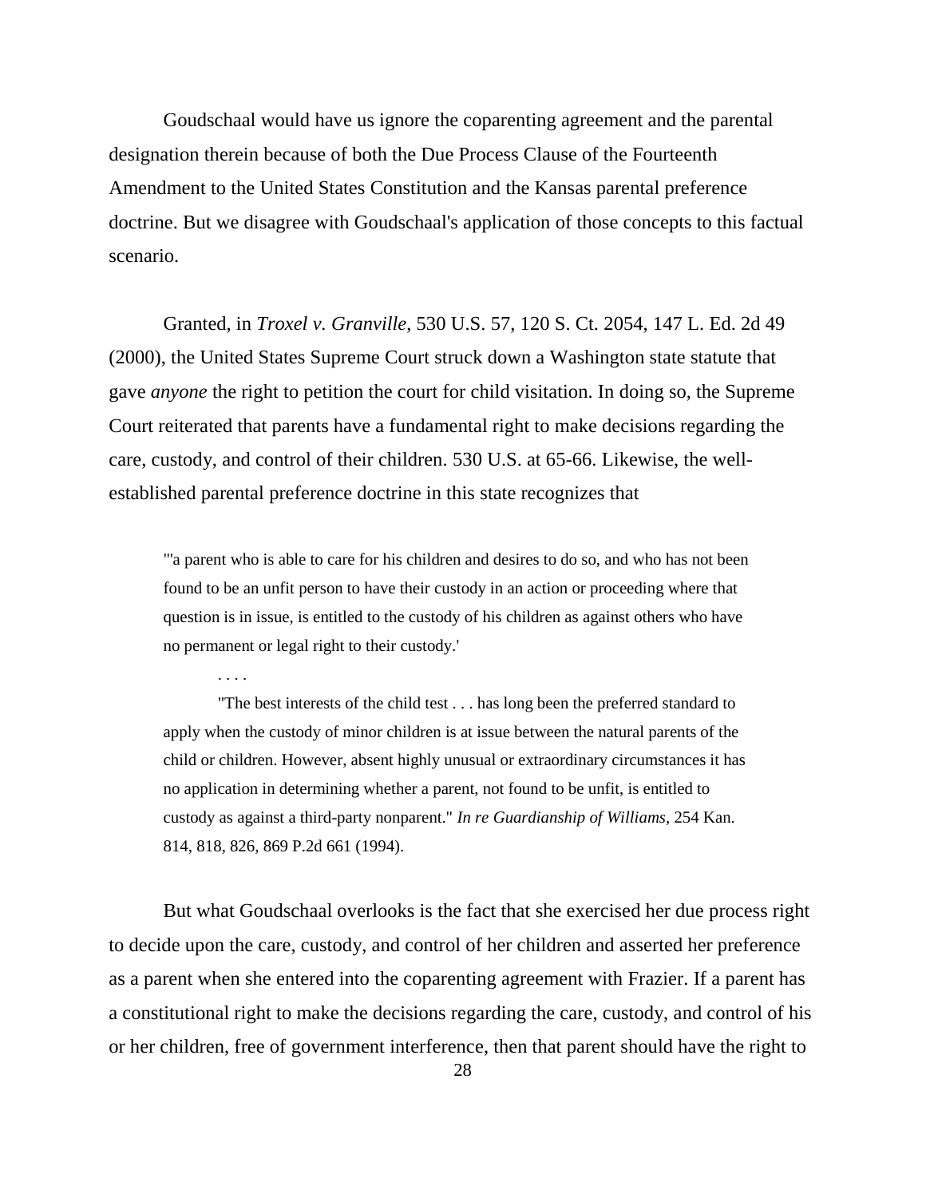Goudschaal would have us ignore the coparenting agreement and the parental designation therein because of both the Due Process Clause of the Fourteenth Amendment to the United States Constitution and the Kansas parental preference doctrine. But we disagree with Goudschaal's application of those concepts to this factual scenario.

Granted, in *Troxel v. Granville*, 530 U.S. 57, 120 S. Ct. 2054, 147 L. Ed. 2d 49 (2000), the United States Supreme Court struck down a Washington state statute that gave *anyone* the right to petition the court for child visitation. In doing so, the Supreme Court reiterated that parents have a fundamental right to make decisions regarding the care, custody, and control of their children. 530 U.S. at 65-66. Likewise, the well-established parental preference doctrine in this state recognizes that

> "'a parent who is able to care for his children and desires to do so, and who has not been found to be an unfit person to have their custody in an action or proceeding where that question is in issue, is entitled to the custody of his children as against others who have no permanent or legal right to their custody.'
>
> . . . .
>
> "The best interests of the child test . . . has long been the preferred standard to apply when the custody of minor children is at issue between the natural parents of the child or children. However, absent highly unusual or extraordinary circumstances it has no application in determining whether a parent, not found to be unfit, is entitled to custody as against a third-party nonparent." *In re Guardianship of Williams*, 254 Kan. 814, 818, 826, 869 P.2d 661 (1994).

But what Goudschaal overlooks is the fact that she exercised her due process right to decide upon the care, custody, and control of her children and asserted her preference as a parent when she entered into the coparenting agreement with Frazier. If a parent has a constitutional right to make the decisions regarding the care, custody, and control of his or her children, free of government interference, then that parent should have the right to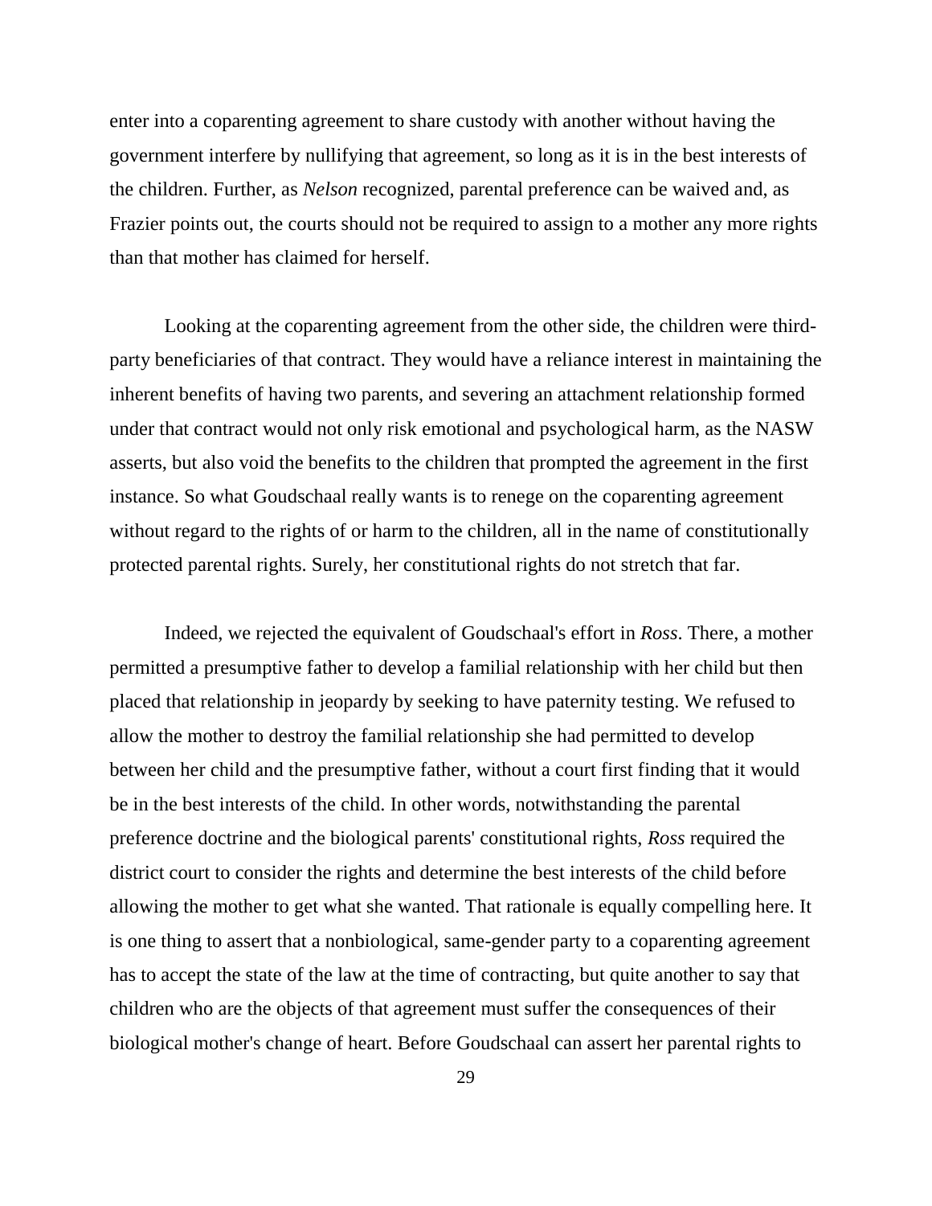enter into a coparenting agreement to share custody with another without having the government interfere by nullifying that agreement, so long as it is in the best interests of the children. Further, as *Nelson* recognized, parental preference can be waived and, as Frazier points out, the courts should not be required to assign to a mother any more rights than that mother has claimed for herself.

Looking at the coparenting agreement from the other side, the children were third-party beneficiaries of that contract. They would have a reliance interest in maintaining the inherent benefits of having two parents, and severing an attachment relationship formed under that contract would not only risk emotional and psychological harm, as the NASW asserts, but also void the benefits to the children that prompted the agreement in the first instance. So what Goudschaal really wants is to renege on the coparenting agreement without regard to the rights of or harm to the children, all in the name of constitutionally protected parental rights. Surely, her constitutional rights do not stretch that far.

Indeed, we rejected the equivalent of Goudschaal's effort in *Ross*. There, a mother permitted a presumptive father to develop a familial relationship with her child but then placed that relationship in jeopardy by seeking to have paternity testing. We refused to allow the mother to destroy the familial relationship she had permitted to develop between her child and the presumptive father, without a court first finding that it would be in the best interests of the child. In other words, notwithstanding the parental preference doctrine and the biological parents' constitutional rights, *Ross* required the district court to consider the rights and determine the best interests of the child before allowing the mother to get what she wanted. That rationale is equally compelling here. It is one thing to assert that a nonbiological, same-gender party to a coparenting agreement has to accept the state of the law at the time of contracting, but quite another to say that children who are the objects of that agreement must suffer the consequences of their biological mother's change of heart. Before Goudschaal can assert her parental rights to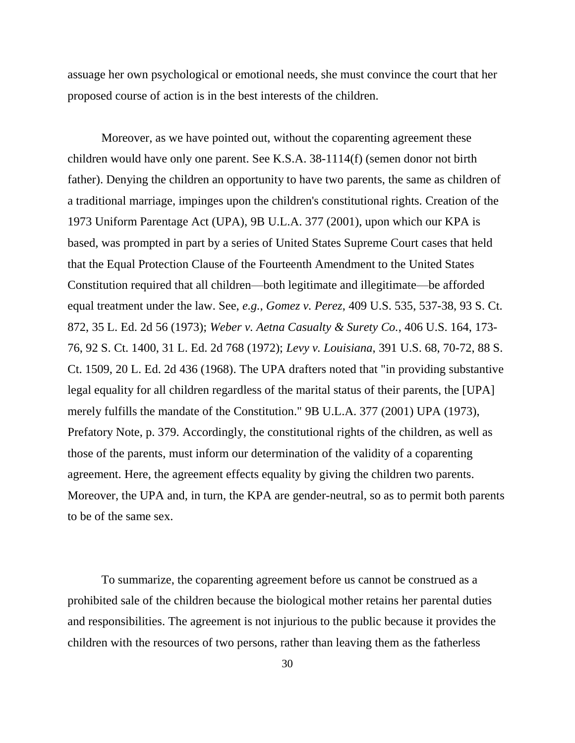assuage her own psychological or emotional needs, she must convince the court that her proposed course of action is in the best interests of the children.

Moreover, as we have pointed out, without the coparenting agreement these children would have only one parent. See K.S.A. 38-1114(f) (semen donor not birth father). Denying the children an opportunity to have two parents, the same as children of a traditional marriage, impinges upon the children's constitutional rights. Creation of the 1973 Uniform Parentage Act (UPA), 9B U.L.A. 377 (2001), upon which our KPA is based, was prompted in part by a series of United States Supreme Court cases that held that the Equal Protection Clause of the Fourteenth Amendment to the United States Constitution required that all children—both legitimate and illegitimate—be afforded equal treatment under the law. See, *e.g.*, *Gomez v. Perez*, 409 U.S. 535, 537-38, 93 S. Ct. 872, 35 L. Ed. 2d 56 (1973); *Weber v. Aetna Casualty & Surety Co.*, 406 U.S. 164, 173-76, 92 S. Ct. 1400, 31 L. Ed. 2d 768 (1972); *Levy v. Louisiana*, 391 U.S. 68, 70-72, 88 S. Ct. 1509, 20 L. Ed. 2d 436 (1968). The UPA drafters noted that "in providing substantive legal equality for all children regardless of the marital status of their parents, the [UPA] merely fulfills the mandate of the Constitution." 9B U.L.A. 377 (2001) UPA (1973), Prefatory Note, p. 379. Accordingly, the constitutional rights of the children, as well as those of the parents, must inform our determination of the validity of a coparenting agreement. Here, the agreement effects equality by giving the children two parents. Moreover, the UPA and, in turn, the KPA are gender-neutral, so as to permit both parents to be of the same sex.

To summarize, the coparenting agreement before us cannot be construed as a prohibited sale of the children because the biological mother retains her parental duties and responsibilities. The agreement is not injurious to the public because it provides the children with the resources of two persons, rather than leaving them as the fatherless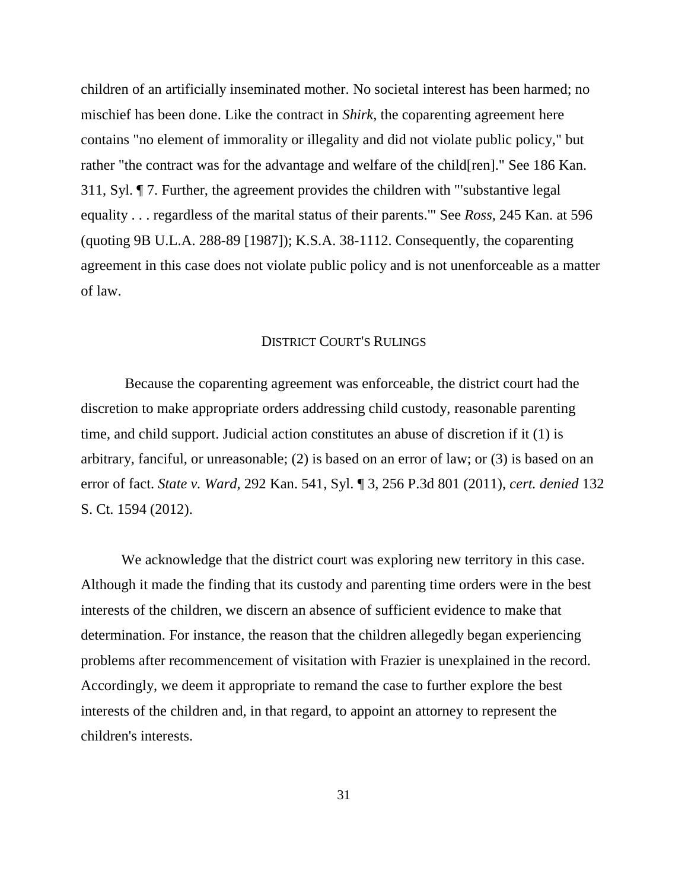children of an artificially inseminated mother. No societal interest has been harmed; no mischief has been done. Like the contract in *Shirk*, the coparenting agreement here contains "no element of immorality or illegality and did not violate public policy," but rather "the contract was for the advantage and welfare of the child[ren]." See 186 Kan. 311, Syl. ¶ 7. Further, the agreement provides the children with "'substantive legal equality . . . regardless of the marital status of their parents.'" See *Ross*, 245 Kan. at 596 (quoting 9B U.L.A. 288-89 [1987]); K.S.A. 38-1112. Consequently, the coparenting agreement in this case does not violate public policy and is not unenforceable as a matter of law.

## DISTRICT COURT'S RULINGS

Because the coparenting agreement was enforceable, the district court had the discretion to make appropriate orders addressing child custody, reasonable parenting time, and child support. Judicial action constitutes an abuse of discretion if it (1) is arbitrary, fanciful, or unreasonable; (2) is based on an error of law; or (3) is based on an error of fact. *State v. Ward*, 292 Kan. 541, Syl. ¶ 3, 256 P.3d 801 (2011), *cert. denied* 132 S. Ct. 1594 (2012).

We acknowledge that the district court was exploring new territory in this case. Although it made the finding that its custody and parenting time orders were in the best interests of the children, we discern an absence of sufficient evidence to make that determination. For instance, the reason that the children allegedly began experiencing problems after recommencement of visitation with Frazier is unexplained in the record. Accordingly, we deem it appropriate to remand the case to further explore the best interests of the children and, in that regard, to appoint an attorney to represent the children's interests.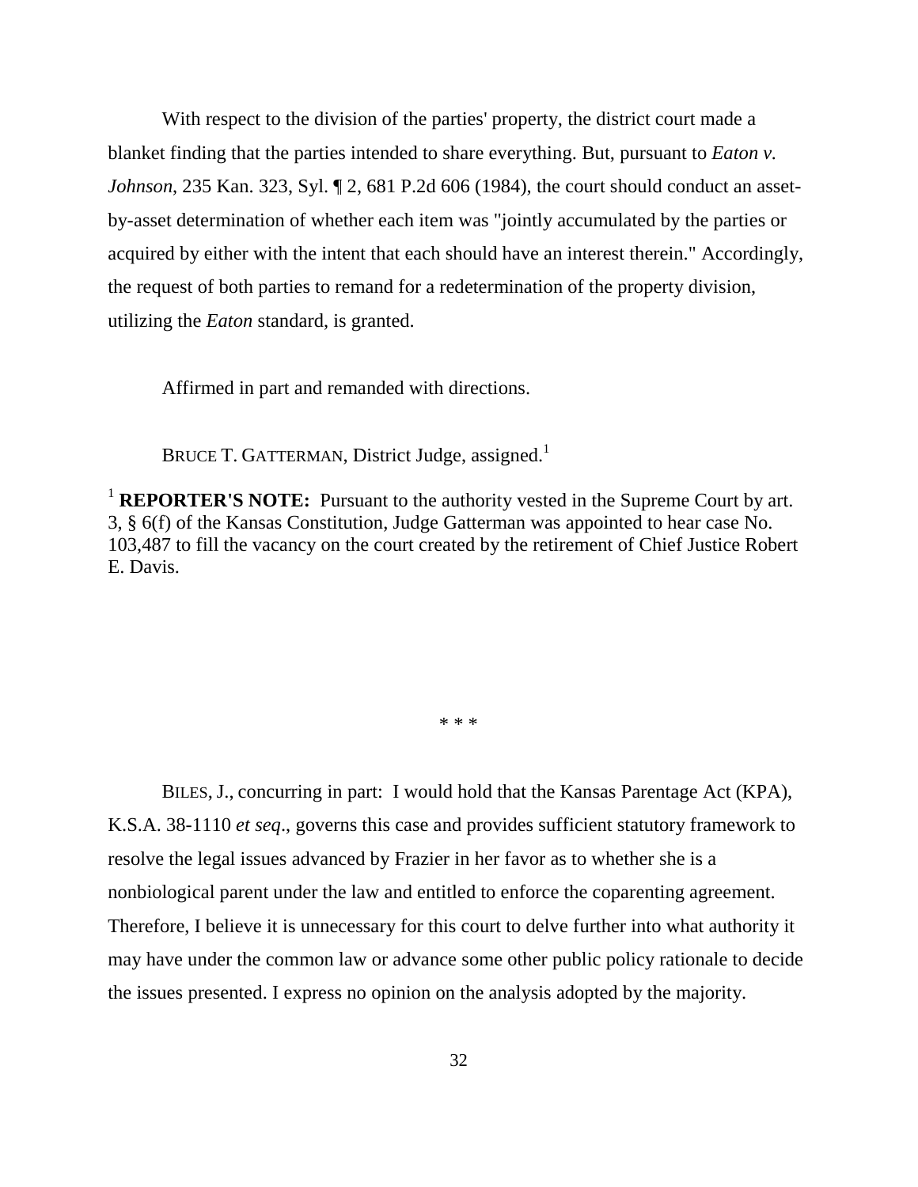With respect to the division of the parties' property, the district court made a blanket finding that the parties intended to share everything. But, pursuant to *Eaton v. Johnson*, 235 Kan. 323, Syl. ¶ 2, 681 P.2d 606 (1984), the court should conduct an asset-by-asset determination of whether each item was "jointly accumulated by the parties or acquired by either with the intent that each should have an interest therein." Accordingly, the request of both parties to remand for a redetermination of the property division, utilizing the *Eaton* standard, is granted.

Affirmed in part and remanded with directions.

BRUCE T. GATTERMAN, District Judge, assigned.[1]

[1] **REPORTER'S NOTE:** Pursuant to the authority vested in the Supreme Court by art. 3, § 6(f) of the Kansas Constitution, Judge Gatterman was appointed to hear case No. 103,487 to fill the vacancy on the court created by the retirement of Chief Justice Robert E. Davis.

\* \* \*

BILES, J., concurring in part: I would hold that the Kansas Parentage Act (KPA), K.S.A. 38-1110 *et seq*., governs this case and provides sufficient statutory framework to resolve the legal issues advanced by Frazier in her favor as to whether she is a nonbiological parent under the law and entitled to enforce the coparenting agreement. Therefore, I believe it is unnecessary for this court to delve further into what authority it may have under the common law or advance some other public policy rationale to decide the issues presented. I express no opinion on the analysis adopted by the majority.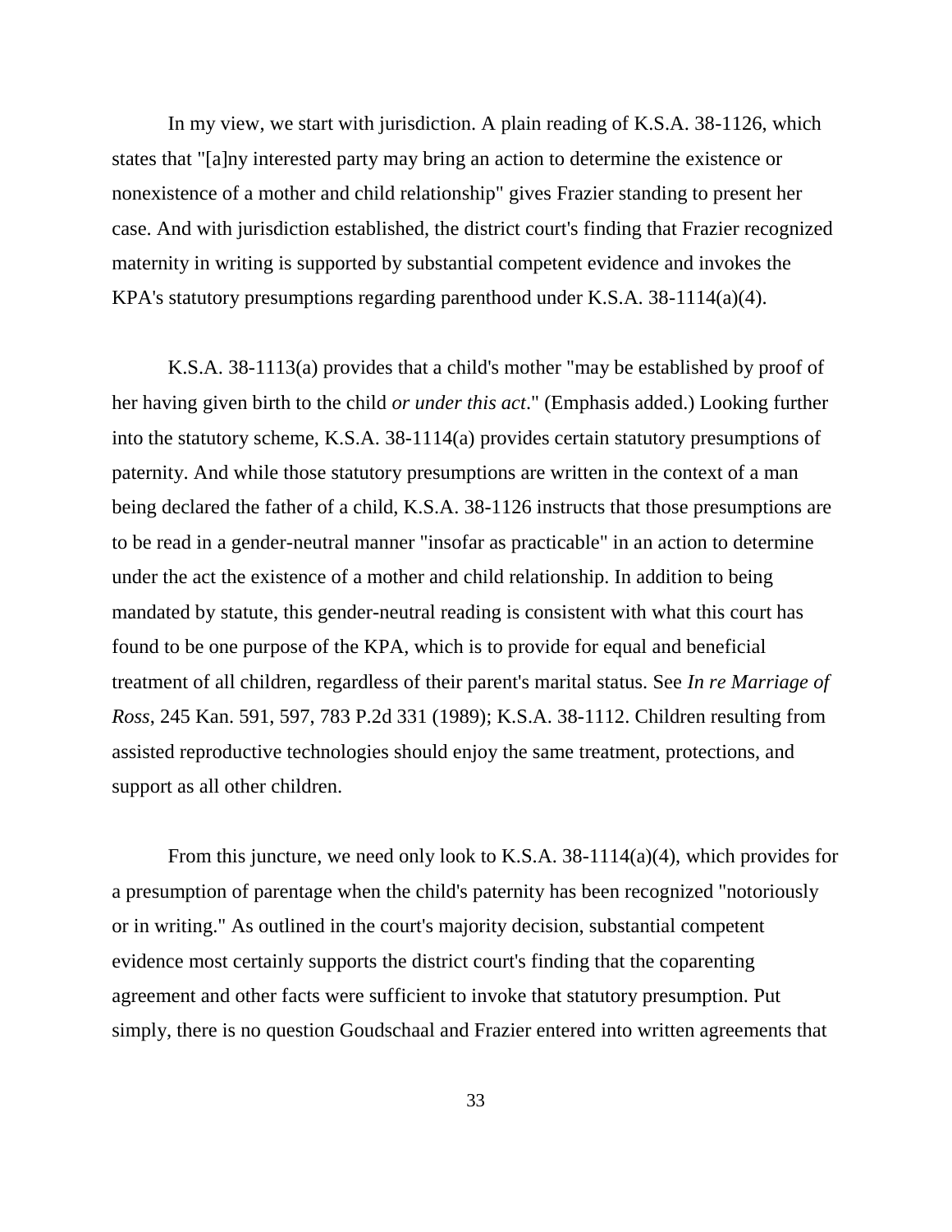In my view, we start with jurisdiction. A plain reading of K.S.A. 38-1126, which states that "[a]ny interested party may bring an action to determine the existence or nonexistence of a mother and child relationship" gives Frazier standing to present her case. And with jurisdiction established, the district court's finding that Frazier recognized maternity in writing is supported by substantial competent evidence and invokes the KPA's statutory presumptions regarding parenthood under K.S.A. 38-1114(a)(4).

K.S.A. 38-1113(a) provides that a child's mother "may be established by proof of her having given birth to the child *or under this act*." (Emphasis added.) Looking further into the statutory scheme, K.S.A. 38-1114(a) provides certain statutory presumptions of paternity. And while those statutory presumptions are written in the context of a man being declared the father of a child, K.S.A. 38-1126 instructs that those presumptions are to be read in a gender-neutral manner "insofar as practicable" in an action to determine under the act the existence of a mother and child relationship. In addition to being mandated by statute, this gender-neutral reading is consistent with what this court has found to be one purpose of the KPA, which is to provide for equal and beneficial treatment of all children, regardless of their parent's marital status. See *In re Marriage of Ross*, 245 Kan. 591, 597, 783 P.2d 331 (1989); K.S.A. 38-1112. Children resulting from assisted reproductive technologies should enjoy the same treatment, protections, and support as all other children.

From this juncture, we need only look to K.S.A. 38-1114(a)(4), which provides for a presumption of parentage when the child's paternity has been recognized "notoriously or in writing." As outlined in the court's majority decision, substantial competent evidence most certainly supports the district court's finding that the coparenting agreement and other facts were sufficient to invoke that statutory presumption. Put simply, there is no question Goudschaal and Frazier entered into written agreements that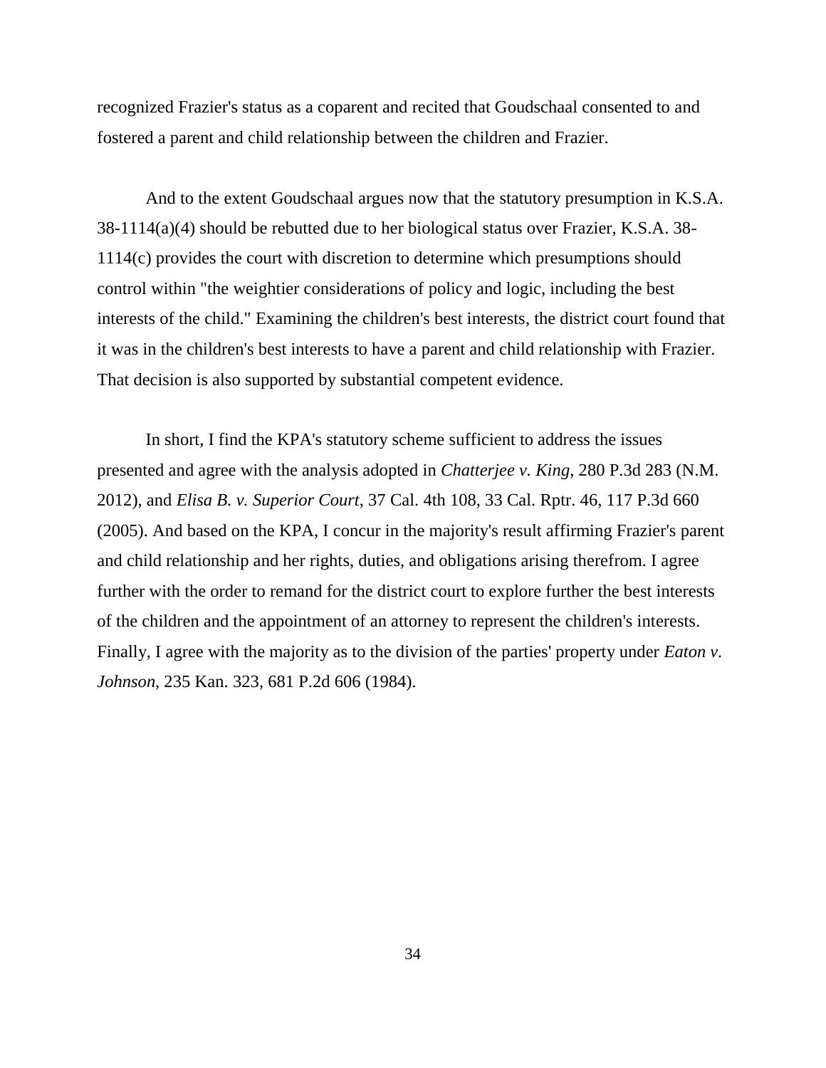recognized Frazier's status as a coparent and recited that Goudschaal consented to and fostered a parent and child relationship between the children and Frazier.

And to the extent Goudschaal argues now that the statutory presumption in K.S.A. 38-1114(a)(4) should be rebutted due to her biological status over Frazier, K.S.A. 38-1114(c) provides the court with discretion to determine which presumptions should control within "the weightier considerations of policy and logic, including the best interests of the child." Examining the children's best interests, the district court found that it was in the children's best interests to have a parent and child relationship with Frazier. That decision is also supported by substantial competent evidence.

In short, I find the KPA's statutory scheme sufficient to address the issues presented and agree with the analysis adopted in *Chatterjee v. King*, 280 P.3d 283 (N.M. 2012), and *Elisa B. v. Superior Court*, 37 Cal. 4th 108, 33 Cal. Rptr. 46, 117 P.3d 660 (2005). And based on the KPA, I concur in the majority's result affirming Frazier's parent and child relationship and her rights, duties, and obligations arising therefrom. I agree further with the order to remand for the district court to explore further the best interests of the children and the appointment of an attorney to represent the children's interests. Finally, I agree with the majority as to the division of the parties' property under *Eaton v. Johnson*, 235 Kan. 323, 681 P.2d 606 (1984).